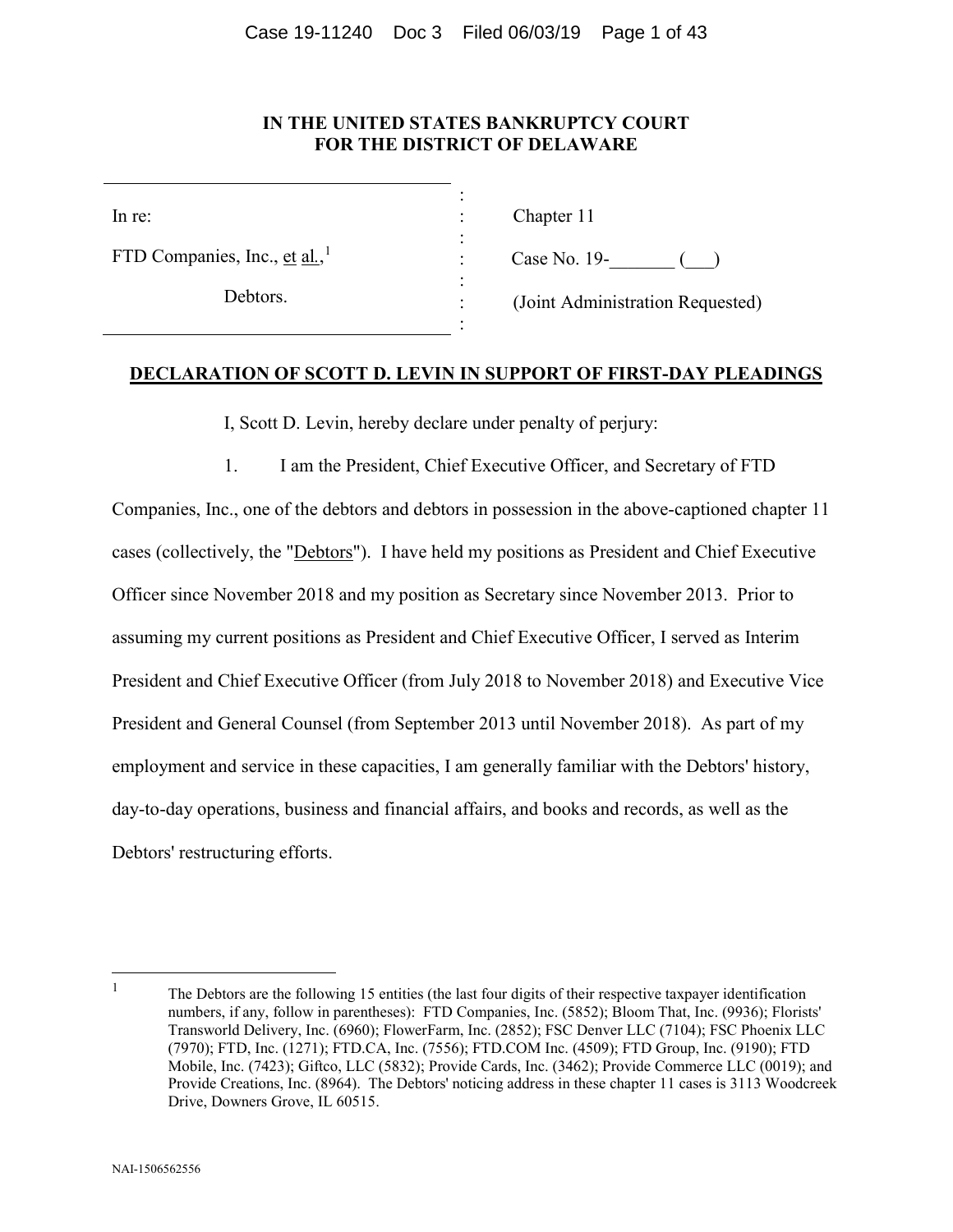**IN THE UNITED STATES BANKRUPTCY COURT**
**FOR THE DISTRICT OF DELAWARE**

| | | |
|---|---|---|
| In re: | : | Chapter 11 |
| FTD Companies, Inc., et al.,[1] | : | Case No. 19-_______ (___) |
| Debtors. | : | (Joint Administration Requested) |

**DECLARATION OF SCOTT D. LEVIN IN SUPPORT OF FIRST-DAY PLEADINGS**

I, Scott D. Levin, hereby declare under penalty of perjury:

1. I am the President, Chief Executive Officer, and Secretary of FTD Companies, Inc., one of the debtors and debtors in possession in the above-captioned chapter 11 cases (collectively, the "Debtors"). I have held my positions as President and Chief Executive Officer since November 2018 and my position as Secretary since November 2013. Prior to assuming my current positions as President and Chief Executive Officer, I served as Interim President and Chief Executive Officer (from July 2018 to November 2018) and Executive Vice President and General Counsel (from September 2013 until November 2018). As part of my employment and service in these capacities, I am generally familiar with the Debtors' history, day-to-day operations, business and financial affairs, and books and records, as well as the Debtors' restructuring efforts.

---

[1] The Debtors are the following 15 entities (the last four digits of their respective taxpayer identification numbers, if any, follow in parentheses): FTD Companies, Inc. (5852); Bloom That, Inc. (9936); Florists' Transworld Delivery, Inc. (6960); FlowerFarm, Inc. (2852); FSC Denver LLC (7104); FSC Phoenix LLC (7970); FTD, Inc. (1271); FTD.CA, Inc. (7556); FTD.COM Inc. (4509); FTD Group, Inc. (9190); FTD Mobile, Inc. (7423); Giftco, LLC (5832); Provide Cards, Inc. (3462); Provide Commerce LLC (0019); and Provide Creations, Inc. (8964). The Debtors' noticing address in these chapter 11 cases is 3113 Woodcreek Drive, Downers Grove, IL 60515.

NAI-1506562556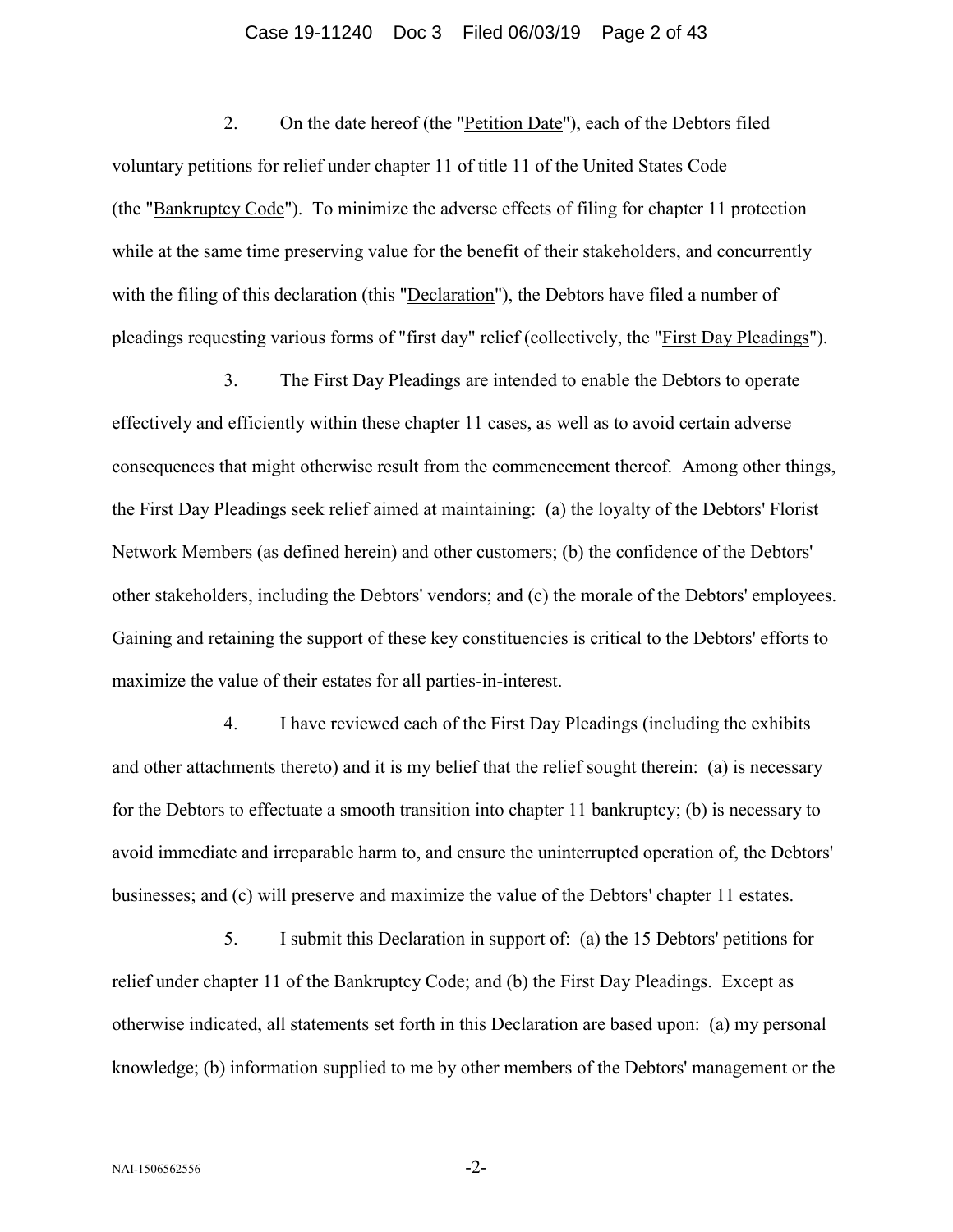2. On the date hereof (the "Petition Date"), each of the Debtors filed voluntary petitions for relief under chapter 11 of title 11 of the United States Code (the "Bankruptcy Code"). To minimize the adverse effects of filing for chapter 11 protection while at the same time preserving value for the benefit of their stakeholders, and concurrently with the filing of this declaration (this "Declaration"), the Debtors have filed a number of pleadings requesting various forms of "first day" relief (collectively, the "First Day Pleadings").

3. The First Day Pleadings are intended to enable the Debtors to operate effectively and efficiently within these chapter 11 cases, as well as to avoid certain adverse consequences that might otherwise result from the commencement thereof. Among other things, the First Day Pleadings seek relief aimed at maintaining: (a) the loyalty of the Debtors' Florist Network Members (as defined herein) and other customers; (b) the confidence of the Debtors' other stakeholders, including the Debtors' vendors; and (c) the morale of the Debtors' employees. Gaining and retaining the support of these key constituencies is critical to the Debtors' efforts to maximize the value of their estates for all parties-in-interest.

4. I have reviewed each of the First Day Pleadings (including the exhibits and other attachments thereto) and it is my belief that the relief sought therein: (a) is necessary for the Debtors to effectuate a smooth transition into chapter 11 bankruptcy; (b) is necessary to avoid immediate and irreparable harm to, and ensure the uninterrupted operation of, the Debtors' businesses; and (c) will preserve and maximize the value of the Debtors' chapter 11 estates.

5. I submit this Declaration in support of: (a) the 15 Debtors' petitions for relief under chapter 11 of the Bankruptcy Code; and (b) the First Day Pleadings. Except as otherwise indicated, all statements set forth in this Declaration are based upon: (a) my personal knowledge; (b) information supplied to me by other members of the Debtors' management or the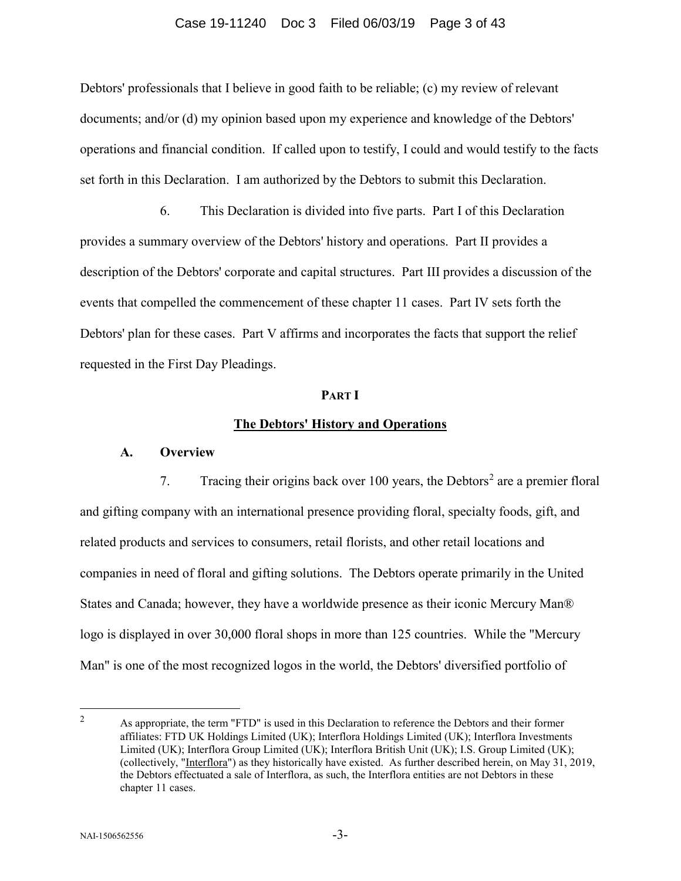Debtors' professionals that I believe in good faith to be reliable; (c) my review of relevant documents; and/or (d) my opinion based upon my experience and knowledge of the Debtors' operations and financial condition. If called upon to testify, I could and would testify to the facts set forth in this Declaration. I am authorized by the Debtors to submit this Declaration.

6. This Declaration is divided into five parts. Part I of this Declaration provides a summary overview of the Debtors' history and operations. Part II provides a description of the Debtors' corporate and capital structures. Part III provides a discussion of the events that compelled the commencement of these chapter 11 cases. Part IV sets forth the Debtors' plan for these cases. Part V affirms and incorporates the facts that support the relief requested in the First Day Pleadings.

## PART I

## The Debtors' History and Operations

### A. Overview

7. Tracing their origins back over 100 years, the Debtors[2] are a premier floral and gifting company with an international presence providing floral, specialty foods, gift, and related products and services to consumers, retail florists, and other retail locations and companies in need of floral and gifting solutions. The Debtors operate primarily in the United States and Canada; however, they have a worldwide presence as their iconic Mercury Man® logo is displayed in over 30,000 floral shops in more than 125 countries. While the "Mercury Man" is one of the most recognized logos in the world, the Debtors' diversified portfolio of

---

[2] As appropriate, the term "FTD" is used in this Declaration to reference the Debtors and their former affiliates: FTD UK Holdings Limited (UK); Interflora Holdings Limited (UK); Interflora Investments Limited (UK); Interflora Group Limited (UK); Interflora British Unit (UK); I.S. Group Limited (UK); (collectively, "Interflora") as they historically have existed. As further described herein, on May 31, 2019, the Debtors effectuated a sale of Interflora, as such, the Interflora entities are not Debtors in these chapter 11 cases.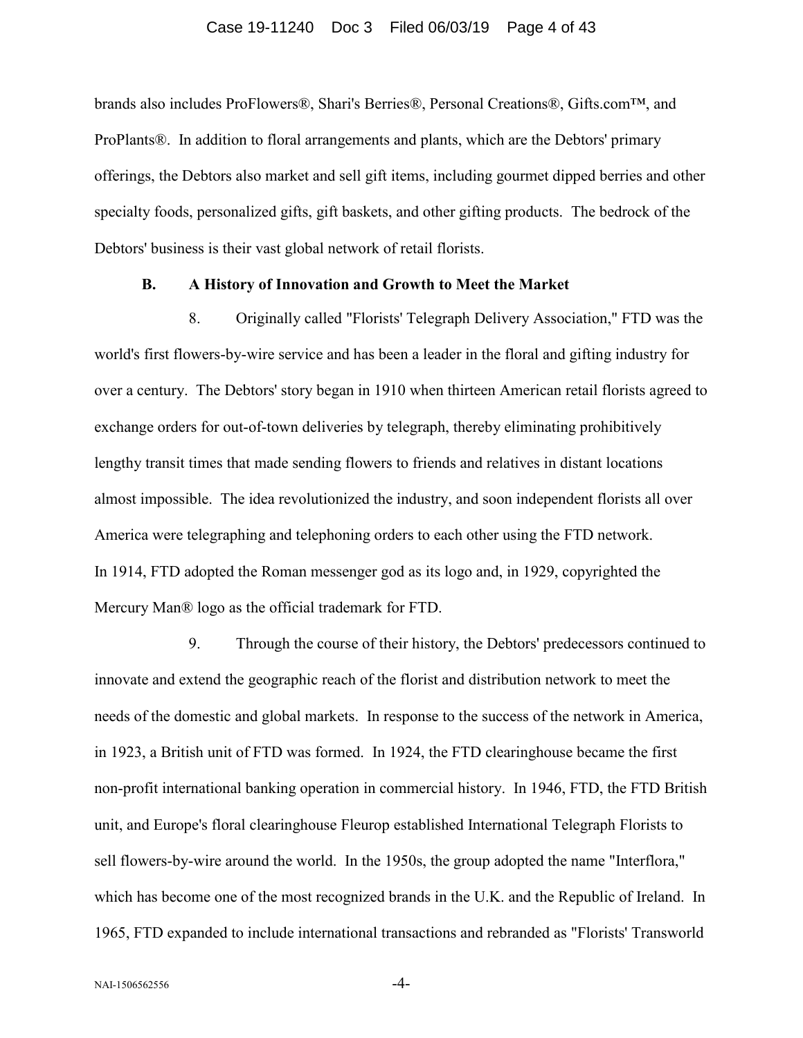brands also includes ProFlowers®, Shari's Berries®, Personal Creations®, Gifts.com™, and ProPlants®. In addition to floral arrangements and plants, which are the Debtors' primary offerings, the Debtors also market and sell gift items, including gourmet dipped berries and other specialty foods, personalized gifts, gift baskets, and other gifting products. The bedrock of the Debtors' business is their vast global network of retail florists.

### B. A History of Innovation and Growth to Meet the Market

8. Originally called "Florists' Telegraph Delivery Association," FTD was the world's first flowers-by-wire service and has been a leader in the floral and gifting industry for over a century. The Debtors' story began in 1910 when thirteen American retail florists agreed to exchange orders for out-of-town deliveries by telegraph, thereby eliminating prohibitively lengthy transit times that made sending flowers to friends and relatives in distant locations almost impossible. The idea revolutionized the industry, and soon independent florists all over America were telegraphing and telephoning orders to each other using the FTD network. In 1914, FTD adopted the Roman messenger god as its logo and, in 1929, copyrighted the Mercury Man® logo as the official trademark for FTD.

9. Through the course of their history, the Debtors' predecessors continued to innovate and extend the geographic reach of the florist and distribution network to meet the needs of the domestic and global markets. In response to the success of the network in America, in 1923, a British unit of FTD was formed. In 1924, the FTD clearinghouse became the first non-profit international banking operation in commercial history. In 1946, FTD, the FTD British unit, and Europe's floral clearinghouse Fleurop established International Telegraph Florists to sell flowers-by-wire around the world. In the 1950s, the group adopted the name "Interflora," which has become one of the most recognized brands in the U.K. and the Republic of Ireland. In 1965, FTD expanded to include international transactions and rebranded as "Florists' Transworld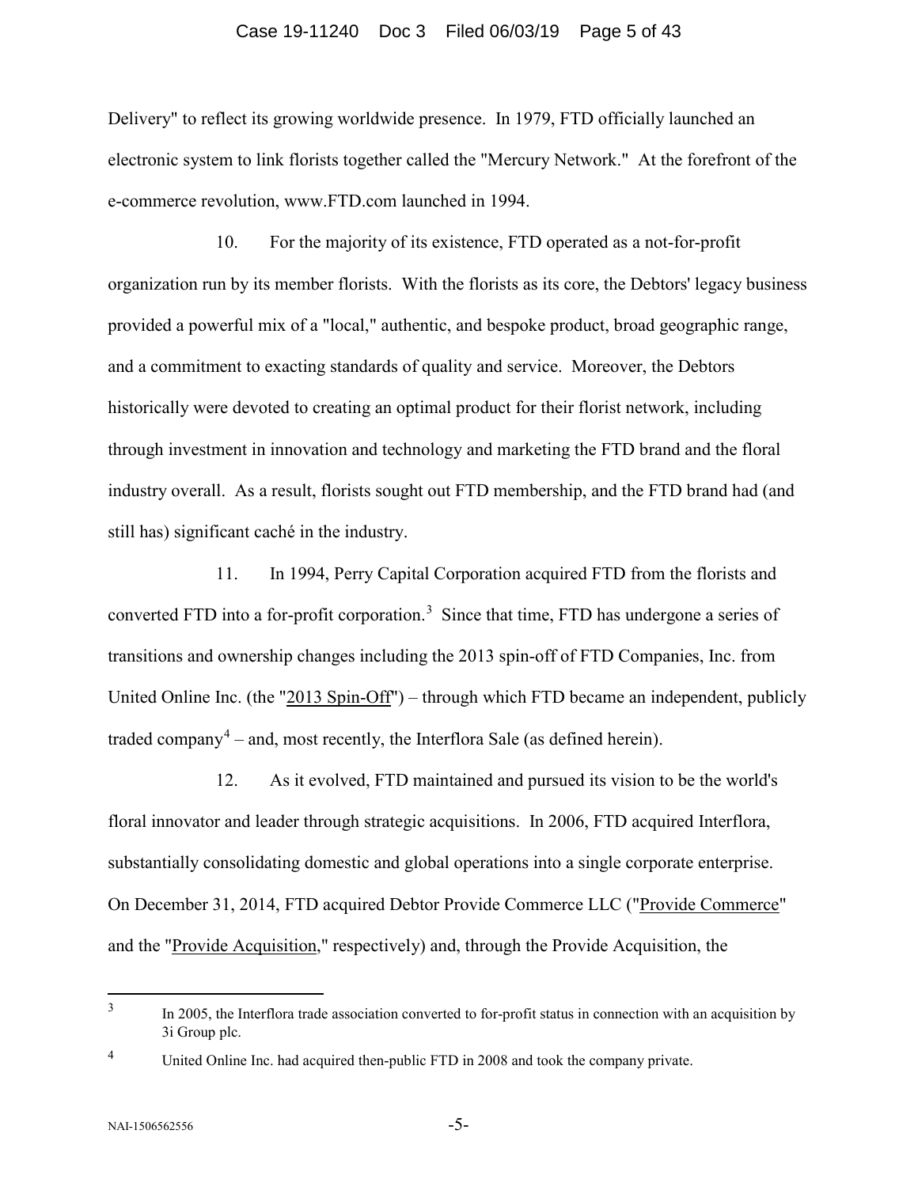Delivery" to reflect its growing worldwide presence. In 1979, FTD officially launched an electronic system to link florists together called the "Mercury Network." At the forefront of the e-commerce revolution, www.FTD.com launched in 1994.

10. For the majority of its existence, FTD operated as a not-for-profit organization run by its member florists. With the florists as its core, the Debtors' legacy business provided a powerful mix of a "local," authentic, and bespoke product, broad geographic range, and a commitment to exacting standards of quality and service. Moreover, the Debtors historically were devoted to creating an optimal product for their florist network, including through investment in innovation and technology and marketing the FTD brand and the floral industry overall. As a result, florists sought out FTD membership, and the FTD brand had (and still has) significant caché in the industry.

11. In 1994, Perry Capital Corporation acquired FTD from the florists and converted FTD into a for-profit corporation.[3] Since that time, FTD has undergone a series of transitions and ownership changes including the 2013 spin-off of FTD Companies, Inc. from United Online Inc. (the "2013 Spin-Off") – through which FTD became an independent, publicly traded company[4] – and, most recently, the Interflora Sale (as defined herein).

12. As it evolved, FTD maintained and pursued its vision to be the world's floral innovator and leader through strategic acquisitions. In 2006, FTD acquired Interflora, substantially consolidating domestic and global operations into a single corporate enterprise. On December 31, 2014, FTD acquired Debtor Provide Commerce LLC ("Provide Commerce" and the "Provide Acquisition," respectively) and, through the Provide Acquisition, the

---

[3] In 2005, the Interflora trade association converted to for-profit status in connection with an acquisition by 3i Group plc.

[4] United Online Inc. had acquired then-public FTD in 2008 and took the company private.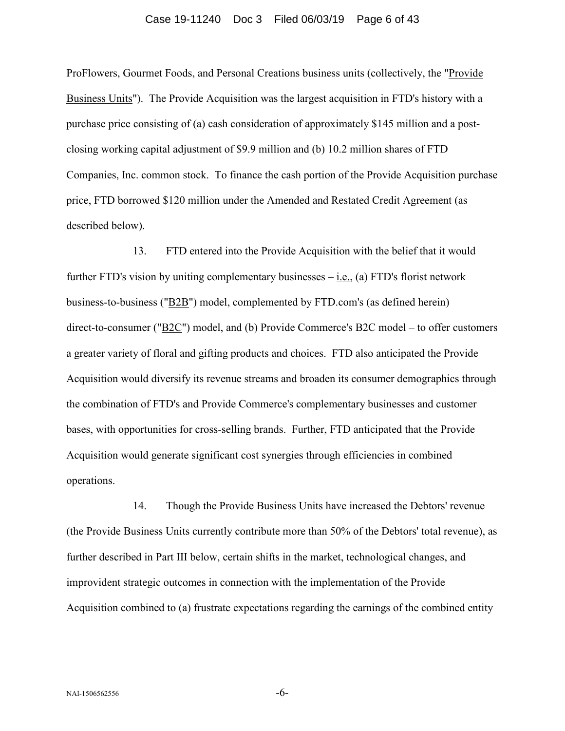ProFlowers, Gourmet Foods, and Personal Creations business units (collectively, the "Provide Business Units"). The Provide Acquisition was the largest acquisition in FTD's history with a purchase price consisting of (a) cash consideration of approximately $145 million and a post-closing working capital adjustment of $9.9 million and (b) 10.2 million shares of FTD Companies, Inc. common stock. To finance the cash portion of the Provide Acquisition purchase price, FTD borrowed $120 million under the Amended and Restated Credit Agreement (as described below).

13. FTD entered into the Provide Acquisition with the belief that it would further FTD's vision by uniting complementary businesses – i.e., (a) FTD's florist network business-to-business ("B2B") model, complemented by FTD.com's (as defined herein) direct-to-consumer ("B2C") model, and (b) Provide Commerce's B2C model – to offer customers a greater variety of floral and gifting products and choices. FTD also anticipated the Provide Acquisition would diversify its revenue streams and broaden its consumer demographics through the combination of FTD's and Provide Commerce's complementary businesses and customer bases, with opportunities for cross-selling brands. Further, FTD anticipated that the Provide Acquisition would generate significant cost synergies through efficiencies in combined operations.

14. Though the Provide Business Units have increased the Debtors' revenue (the Provide Business Units currently contribute more than 50% of the Debtors' total revenue), as further described in Part III below, certain shifts in the market, technological changes, and improvident strategic outcomes in connection with the implementation of the Provide Acquisition combined to (a) frustrate expectations regarding the earnings of the combined entity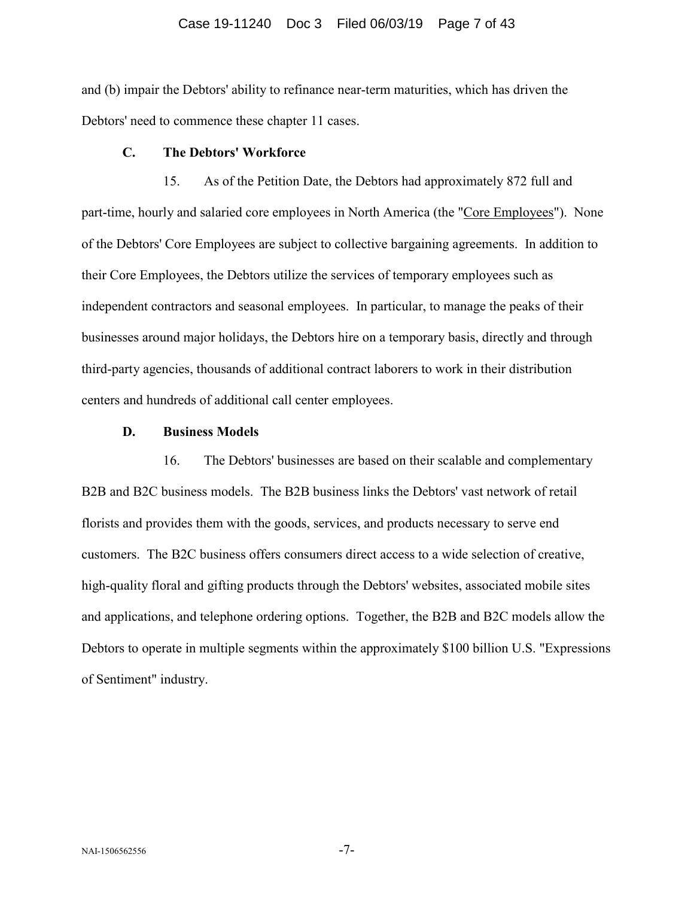and (b) impair the Debtors' ability to refinance near-term maturities, which has driven the Debtors' need to commence these chapter 11 cases.

### C. The Debtors' Workforce

15. As of the Petition Date, the Debtors had approximately 872 full and part-time, hourly and salaried core employees in North America (the "Core Employees"). None of the Debtors' Core Employees are subject to collective bargaining agreements. In addition to their Core Employees, the Debtors utilize the services of temporary employees such as independent contractors and seasonal employees. In particular, to manage the peaks of their businesses around major holidays, the Debtors hire on a temporary basis, directly and through third-party agencies, thousands of additional contract laborers to work in their distribution centers and hundreds of additional call center employees.

### D. Business Models

16. The Debtors' businesses are based on their scalable and complementary B2B and B2C business models. The B2B business links the Debtors' vast network of retail florists and provides them with the goods, services, and products necessary to serve end customers. The B2C business offers consumers direct access to a wide selection of creative, high-quality floral and gifting products through the Debtors' websites, associated mobile sites and applications, and telephone ordering options. Together, the B2B and B2C models allow the Debtors to operate in multiple segments within the approximately $100 billion U.S. "Expressions of Sentiment" industry.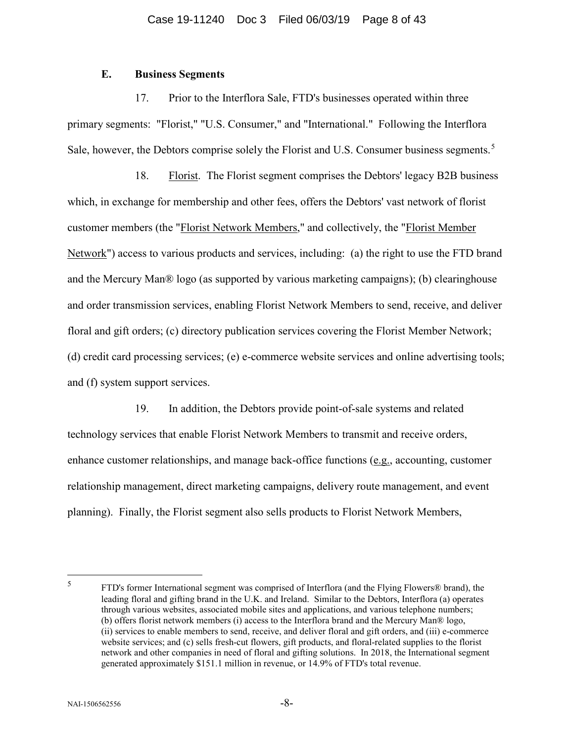### E. Business Segments

17. Prior to the Interflora Sale, FTD's businesses operated within three primary segments: "Florist," "U.S. Consumer," and "International." Following the Interflora Sale, however, the Debtors comprise solely the Florist and U.S. Consumer business segments.[5]

18. Florist. The Florist segment comprises the Debtors' legacy B2B business which, in exchange for membership and other fees, offers the Debtors' vast network of florist customer members (the "Florist Network Members," and collectively, the "Florist Member Network") access to various products and services, including: (a) the right to use the FTD brand and the Mercury Man® logo (as supported by various marketing campaigns); (b) clearinghouse and order transmission services, enabling Florist Network Members to send, receive, and deliver floral and gift orders; (c) directory publication services covering the Florist Member Network; (d) credit card processing services; (e) e-commerce website services and online advertising tools; and (f) system support services.

19. In addition, the Debtors provide point-of-sale systems and related technology services that enable Florist Network Members to transmit and receive orders, enhance customer relationships, and manage back-office functions (e.g., accounting, customer relationship management, direct marketing campaigns, delivery route management, and event planning). Finally, the Florist segment also sells products to Florist Network Members,

---

[5] FTD's former International segment was comprised of Interflora (and the Flying Flowers® brand), the leading floral and gifting brand in the U.K. and Ireland. Similar to the Debtors, Interflora (a) operates through various websites, associated mobile sites and applications, and various telephone numbers; (b) offers florist network members (i) access to the Interflora brand and the Mercury Man® logo, (ii) services to enable members to send, receive, and deliver floral and gift orders, and (iii) e-commerce website services; and (c) sells fresh-cut flowers, gift products, and floral-related supplies to the florist network and other companies in need of floral and gifting solutions. In 2018, the International segment generated approximately $151.1 million in revenue, or 14.9% of FTD's total revenue.

NAI-1506562556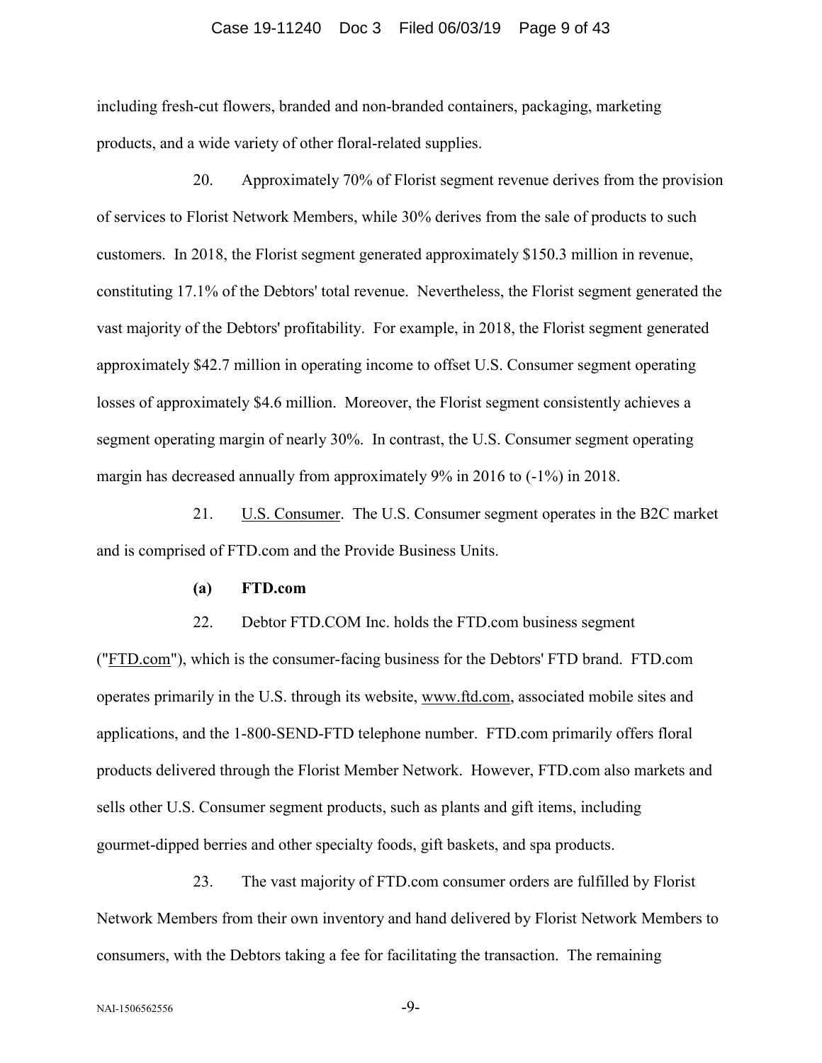including fresh-cut flowers, branded and non-branded containers, packaging, marketing products, and a wide variety of other floral-related supplies.

20. Approximately 70% of Florist segment revenue derives from the provision of services to Florist Network Members, while 30% derives from the sale of products to such customers. In 2018, the Florist segment generated approximately $150.3 million in revenue, constituting 17.1% of the Debtors' total revenue. Nevertheless, the Florist segment generated the vast majority of the Debtors' profitability. For example, in 2018, the Florist segment generated approximately $42.7 million in operating income to offset U.S. Consumer segment operating losses of approximately $4.6 million. Moreover, the Florist segment consistently achieves a segment operating margin of nearly 30%. In contrast, the U.S. Consumer segment operating margin has decreased annually from approximately 9% in 2016 to (-1%) in 2018.

21. U.S. Consumer. The U.S. Consumer segment operates in the B2C market and is comprised of FTD.com and the Provide Business Units.

**(a) FTD.com**

22. Debtor FTD.COM Inc. holds the FTD.com business segment ("FTD.com"), which is the consumer-facing business for the Debtors' FTD brand. FTD.com operates primarily in the U.S. through its website, www.ftd.com, associated mobile sites and applications, and the 1-800-SEND-FTD telephone number. FTD.com primarily offers floral products delivered through the Florist Member Network. However, FTD.com also markets and sells other U.S. Consumer segment products, such as plants and gift items, including gourmet-dipped berries and other specialty foods, gift baskets, and spa products.

23. The vast majority of FTD.com consumer orders are fulfilled by Florist Network Members from their own inventory and hand delivered by Florist Network Members to consumers, with the Debtors taking a fee for facilitating the transaction. The remaining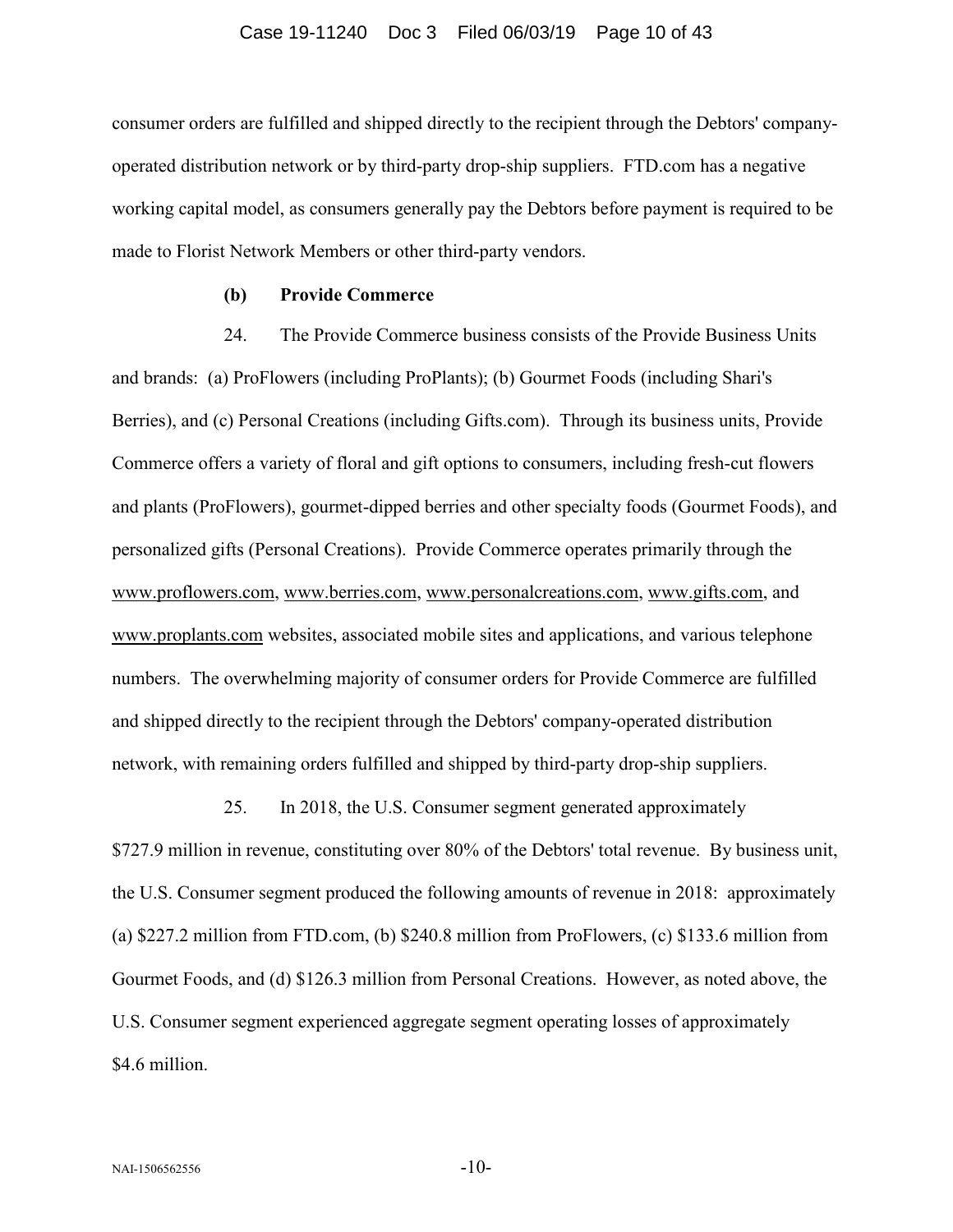consumer orders are fulfilled and shipped directly to the recipient through the Debtors' company-operated distribution network or by third-party drop-ship suppliers. FTD.com has a negative working capital model, as consumers generally pay the Debtors before payment is required to be made to Florist Network Members or other third-party vendors.

**(b) Provide Commerce**

24. The Provide Commerce business consists of the Provide Business Units and brands: (a) ProFlowers (including ProPlants); (b) Gourmet Foods (including Shari's Berries), and (c) Personal Creations (including Gifts.com). Through its business units, Provide Commerce offers a variety of floral and gift options to consumers, including fresh-cut flowers and plants (ProFlowers), gourmet-dipped berries and other specialty foods (Gourmet Foods), and personalized gifts (Personal Creations). Provide Commerce operates primarily through the www.proflowers.com, www.berries.com, www.personalcreations.com, www.gifts.com, and www.proplants.com websites, associated mobile sites and applications, and various telephone numbers. The overwhelming majority of consumer orders for Provide Commerce are fulfilled and shipped directly to the recipient through the Debtors' company-operated distribution network, with remaining orders fulfilled and shipped by third-party drop-ship suppliers.

25. In 2018, the U.S. Consumer segment generated approximately $727.9 million in revenue, constituting over 80% of the Debtors' total revenue. By business unit, the U.S. Consumer segment produced the following amounts of revenue in 2018: approximately (a) $227.2 million from FTD.com, (b) $240.8 million from ProFlowers, (c) $133.6 million from Gourmet Foods, and (d) $126.3 million from Personal Creations. However, as noted above, the U.S. Consumer segment experienced aggregate segment operating losses of approximately $4.6 million.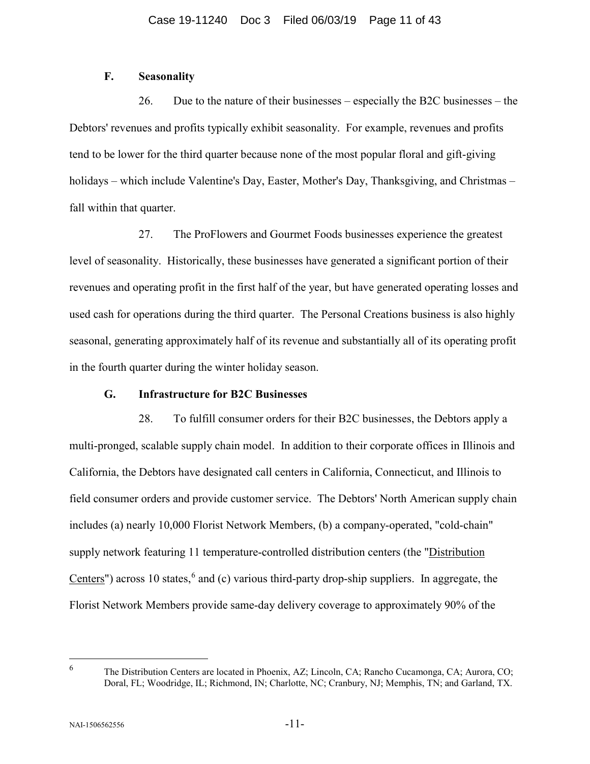### F. Seasonality

26. Due to the nature of their businesses – especially the B2C businesses – the Debtors' revenues and profits typically exhibit seasonality. For example, revenues and profits tend to be lower for the third quarter because none of the most popular floral and gift-giving holidays – which include Valentine's Day, Easter, Mother's Day, Thanksgiving, and Christmas – fall within that quarter.

27. The ProFlowers and Gourmet Foods businesses experience the greatest level of seasonality. Historically, these businesses have generated a significant portion of their revenues and operating profit in the first half of the year, but have generated operating losses and used cash for operations during the third quarter. The Personal Creations business is also highly seasonal, generating approximately half of its revenue and substantially all of its operating profit in the fourth quarter during the winter holiday season.

### G. Infrastructure for B2C Businesses

28. To fulfill consumer orders for their B2C businesses, the Debtors apply a multi-pronged, scalable supply chain model. In addition to their corporate offices in Illinois and California, the Debtors have designated call centers in California, Connecticut, and Illinois to field consumer orders and provide customer service. The Debtors' North American supply chain includes (a) nearly 10,000 Florist Network Members, (b) a company-operated, "cold-chain" supply network featuring 11 temperature-controlled distribution centers (the "Distribution Centers") across 10 states,[6] and (c) various third-party drop-ship suppliers. In aggregate, the Florist Network Members provide same-day delivery coverage to approximately 90% of the

---

[6] The Distribution Centers are located in Phoenix, AZ; Lincoln, CA; Rancho Cucamonga, CA; Aurora, CO; Doral, FL; Woodridge, IL; Richmond, IN; Charlotte, NC; Cranbury, NJ; Memphis, TN; and Garland, TX.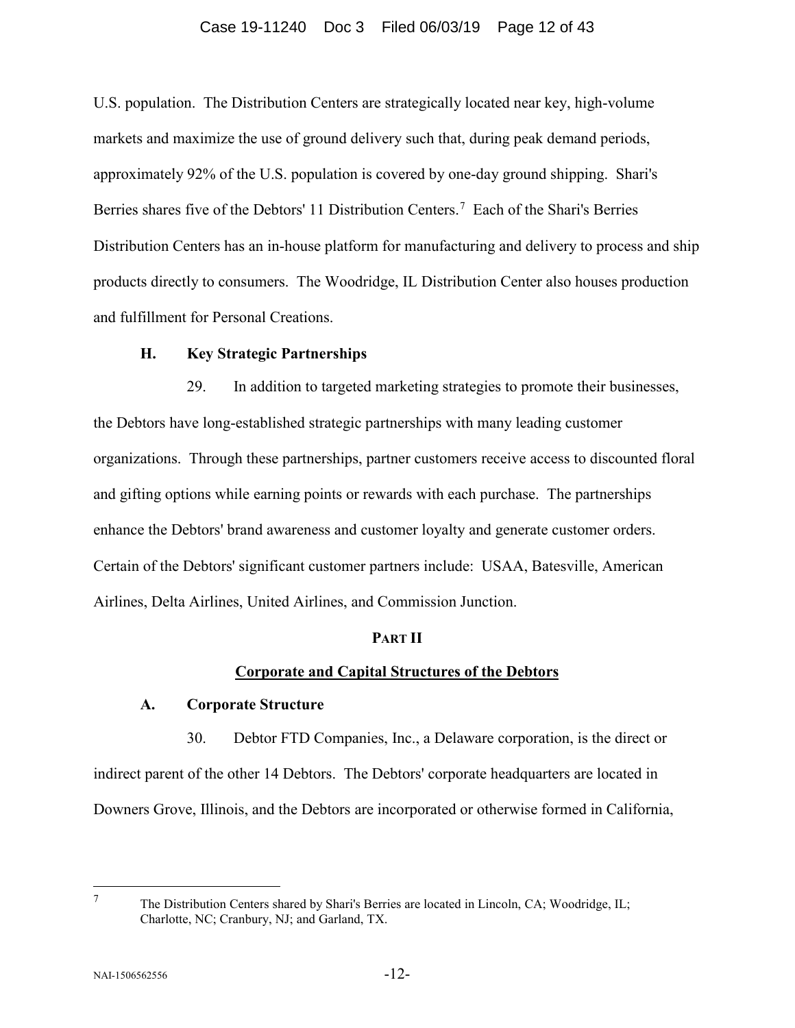U.S. population. The Distribution Centers are strategically located near key, high-volume markets and maximize the use of ground delivery such that, during peak demand periods, approximately 92% of the U.S. population is covered by one-day ground shipping. Shari's Berries shares five of the Debtors' 11 Distribution Centers.[7] Each of the Shari's Berries Distribution Centers has an in-house platform for manufacturing and delivery to process and ship products directly to consumers. The Woodridge, IL Distribution Center also houses production and fulfillment for Personal Creations.

### H. Key Strategic Partnerships

29. In addition to targeted marketing strategies to promote their businesses, the Debtors have long-established strategic partnerships with many leading customer organizations. Through these partnerships, partner customers receive access to discounted floral and gifting options while earning points or rewards with each purchase. The partnerships enhance the Debtors' brand awareness and customer loyalty and generate customer orders. Certain of the Debtors' significant customer partners include: USAA, Batesville, American Airlines, Delta Airlines, United Airlines, and Commission Junction.

## PART II

## Corporate and Capital Structures of the Debtors

### A. Corporate Structure

30. Debtor FTD Companies, Inc., a Delaware corporation, is the direct or indirect parent of the other 14 Debtors. The Debtors' corporate headquarters are located in Downers Grove, Illinois, and the Debtors are incorporated or otherwise formed in California,

---

[7] The Distribution Centers shared by Shari's Berries are located in Lincoln, CA; Woodridge, IL; Charlotte, NC; Cranbury, NJ; and Garland, TX.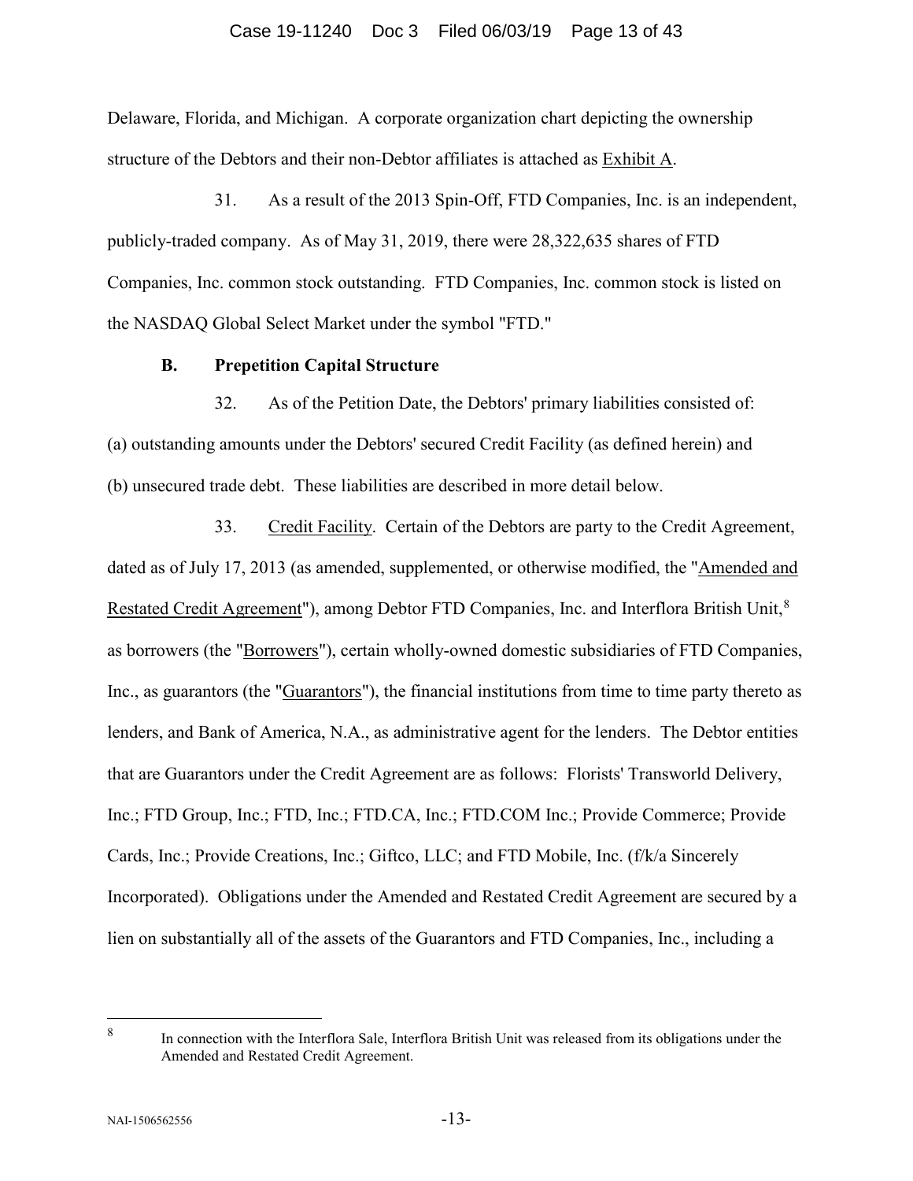Delaware, Florida, and Michigan. A corporate organization chart depicting the ownership structure of the Debtors and their non-Debtor affiliates is attached as Exhibit A.

31. As a result of the 2013 Spin-Off, FTD Companies, Inc. is an independent, publicly-traded company. As of May 31, 2019, there were 28,322,635 shares of FTD Companies, Inc. common stock outstanding. FTD Companies, Inc. common stock is listed on the NASDAQ Global Select Market under the symbol "FTD."

### B. Prepetition Capital Structure

32. As of the Petition Date, the Debtors' primary liabilities consisted of: (a) outstanding amounts under the Debtors' secured Credit Facility (as defined herein) and (b) unsecured trade debt. These liabilities are described in more detail below.

33. Credit Facility. Certain of the Debtors are party to the Credit Agreement, dated as of July 17, 2013 (as amended, supplemented, or otherwise modified, the "Amended and Restated Credit Agreement"), among Debtor FTD Companies, Inc. and Interflora British Unit,[8] as borrowers (the "Borrowers"), certain wholly-owned domestic subsidiaries of FTD Companies, Inc., as guarantors (the "Guarantors"), the financial institutions from time to time party thereto as lenders, and Bank of America, N.A., as administrative agent for the lenders. The Debtor entities that are Guarantors under the Credit Agreement are as follows: Florists' Transworld Delivery, Inc.; FTD Group, Inc.; FTD, Inc.; FTD.CA, Inc.; FTD.COM Inc.; Provide Commerce; Provide Cards, Inc.; Provide Creations, Inc.; Giftco, LLC; and FTD Mobile, Inc. (f/k/a Sincerely Incorporated). Obligations under the Amended and Restated Credit Agreement are secured by a lien on substantially all of the assets of the Guarantors and FTD Companies, Inc., including a

---

[8] In connection with the Interflora Sale, Interflora British Unit was released from its obligations under the Amended and Restated Credit Agreement.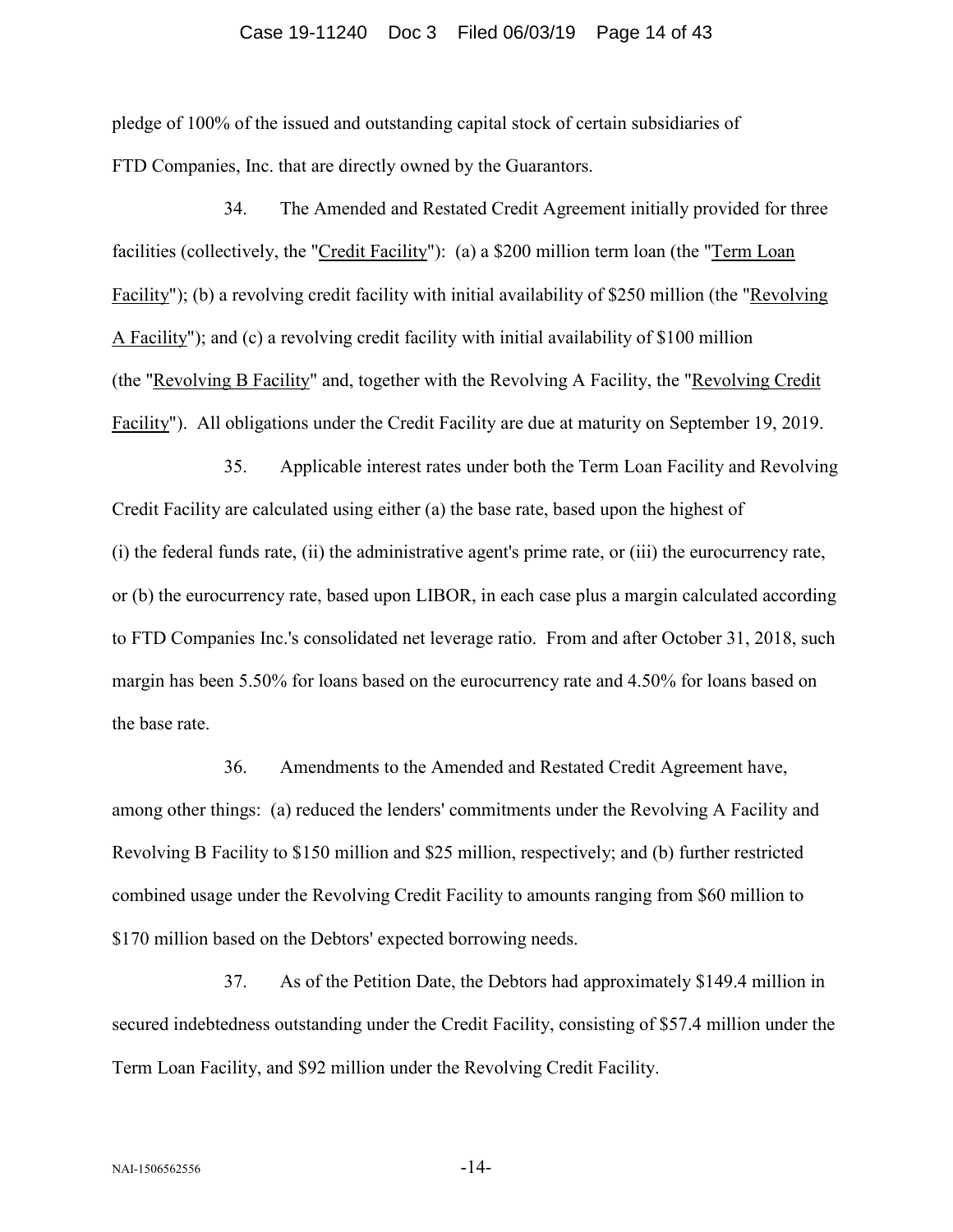pledge of 100% of the issued and outstanding capital stock of certain subsidiaries of FTD Companies, Inc. that are directly owned by the Guarantors.

34. The Amended and Restated Credit Agreement initially provided for three facilities (collectively, the "Credit Facility"): (a) a $200 million term loan (the "Term Loan Facility"); (b) a revolving credit facility with initial availability of $250 million (the "Revolving A Facility"); and (c) a revolving credit facility with initial availability of $100 million (the "Revolving B Facility" and, together with the Revolving A Facility, the "Revolving Credit Facility"). All obligations under the Credit Facility are due at maturity on September 19, 2019.

35. Applicable interest rates under both the Term Loan Facility and Revolving Credit Facility are calculated using either (a) the base rate, based upon the highest of (i) the federal funds rate, (ii) the administrative agent's prime rate, or (iii) the eurocurrency rate, or (b) the eurocurrency rate, based upon LIBOR, in each case plus a margin calculated according to FTD Companies Inc.'s consolidated net leverage ratio. From and after October 31, 2018, such margin has been 5.50% for loans based on the eurocurrency rate and 4.50% for loans based on the base rate.

36. Amendments to the Amended and Restated Credit Agreement have, among other things: (a) reduced the lenders' commitments under the Revolving A Facility and Revolving B Facility to $150 million and $25 million, respectively; and (b) further restricted combined usage under the Revolving Credit Facility to amounts ranging from $60 million to $170 million based on the Debtors' expected borrowing needs.

37. As of the Petition Date, the Debtors had approximately $149.4 million in secured indebtedness outstanding under the Credit Facility, consisting of $57.4 million under the Term Loan Facility, and $92 million under the Revolving Credit Facility.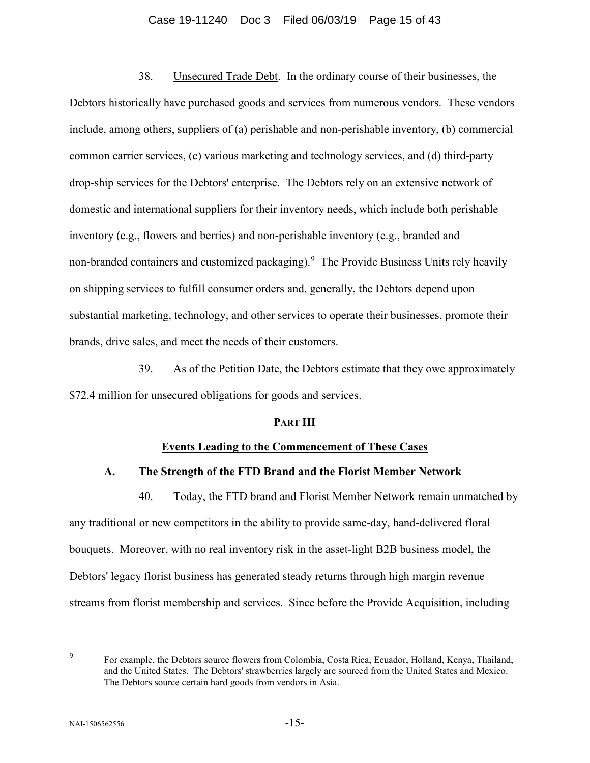38. Unsecured Trade Debt. In the ordinary course of their businesses, the Debtors historically have purchased goods and services from numerous vendors. These vendors include, among others, suppliers of (a) perishable and non-perishable inventory, (b) commercial common carrier services, (c) various marketing and technology services, and (d) third-party drop-ship services for the Debtors' enterprise. The Debtors rely on an extensive network of domestic and international suppliers for their inventory needs, which include both perishable inventory (e.g., flowers and berries) and non-perishable inventory (e.g., branded and non-branded containers and customized packaging).[9] The Provide Business Units rely heavily on shipping services to fulfill consumer orders and, generally, the Debtors depend upon substantial marketing, technology, and other services to operate their businesses, promote their brands, drive sales, and meet the needs of their customers.

39. As of the Petition Date, the Debtors estimate that they owe approximately $72.4 million for unsecured obligations for goods and services.

## PART III

## Events Leading to the Commencement of These Cases

### A. The Strength of the FTD Brand and the Florist Member Network

40. Today, the FTD brand and Florist Member Network remain unmatched by any traditional or new competitors in the ability to provide same-day, hand-delivered floral bouquets. Moreover, with no real inventory risk in the asset-light B2B business model, the Debtors' legacy florist business has generated steady returns through high margin revenue streams from florist membership and services. Since before the Provide Acquisition, including

---

[9] For example, the Debtors source flowers from Colombia, Costa Rica, Ecuador, Holland, Kenya, Thailand, and the United States. The Debtors' strawberries largely are sourced from the United States and Mexico. The Debtors source certain hard goods from vendors in Asia.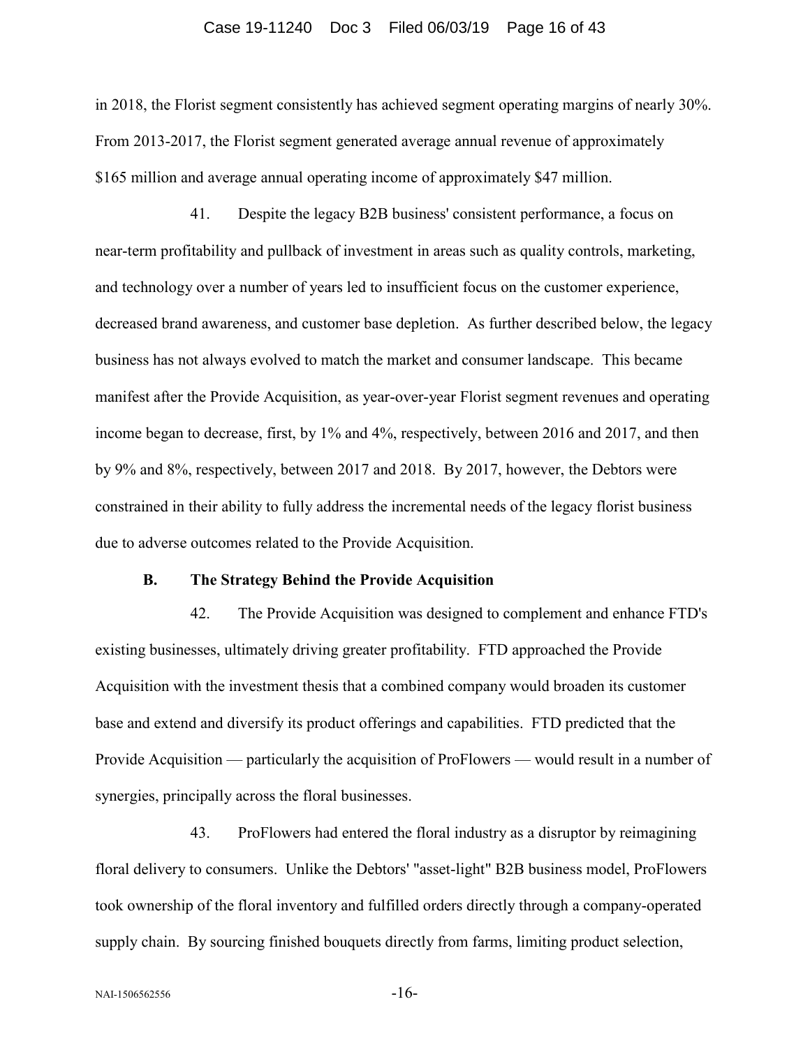in 2018, the Florist segment consistently has achieved segment operating margins of nearly 30%. From 2013-2017, the Florist segment generated average annual revenue of approximately $165 million and average annual operating income of approximately $47 million.

41. Despite the legacy B2B business' consistent performance, a focus on near-term profitability and pullback of investment in areas such as quality controls, marketing, and technology over a number of years led to insufficient focus on the customer experience, decreased brand awareness, and customer base depletion. As further described below, the legacy business has not always evolved to match the market and consumer landscape. This became manifest after the Provide Acquisition, as year-over-year Florist segment revenues and operating income began to decrease, first, by 1% and 4%, respectively, between 2016 and 2017, and then by 9% and 8%, respectively, between 2017 and 2018. By 2017, however, the Debtors were constrained in their ability to fully address the incremental needs of the legacy florist business due to adverse outcomes related to the Provide Acquisition.

### B. The Strategy Behind the Provide Acquisition

42. The Provide Acquisition was designed to complement and enhance FTD's existing businesses, ultimately driving greater profitability. FTD approached the Provide Acquisition with the investment thesis that a combined company would broaden its customer base and extend and diversify its product offerings and capabilities. FTD predicted that the Provide Acquisition — particularly the acquisition of ProFlowers — would result in a number of synergies, principally across the floral businesses.

43. ProFlowers had entered the floral industry as a disruptor by reimagining floral delivery to consumers. Unlike the Debtors' "asset-light" B2B business model, ProFlowers took ownership of the floral inventory and fulfilled orders directly through a company-operated supply chain. By sourcing finished bouquets directly from farms, limiting product selection,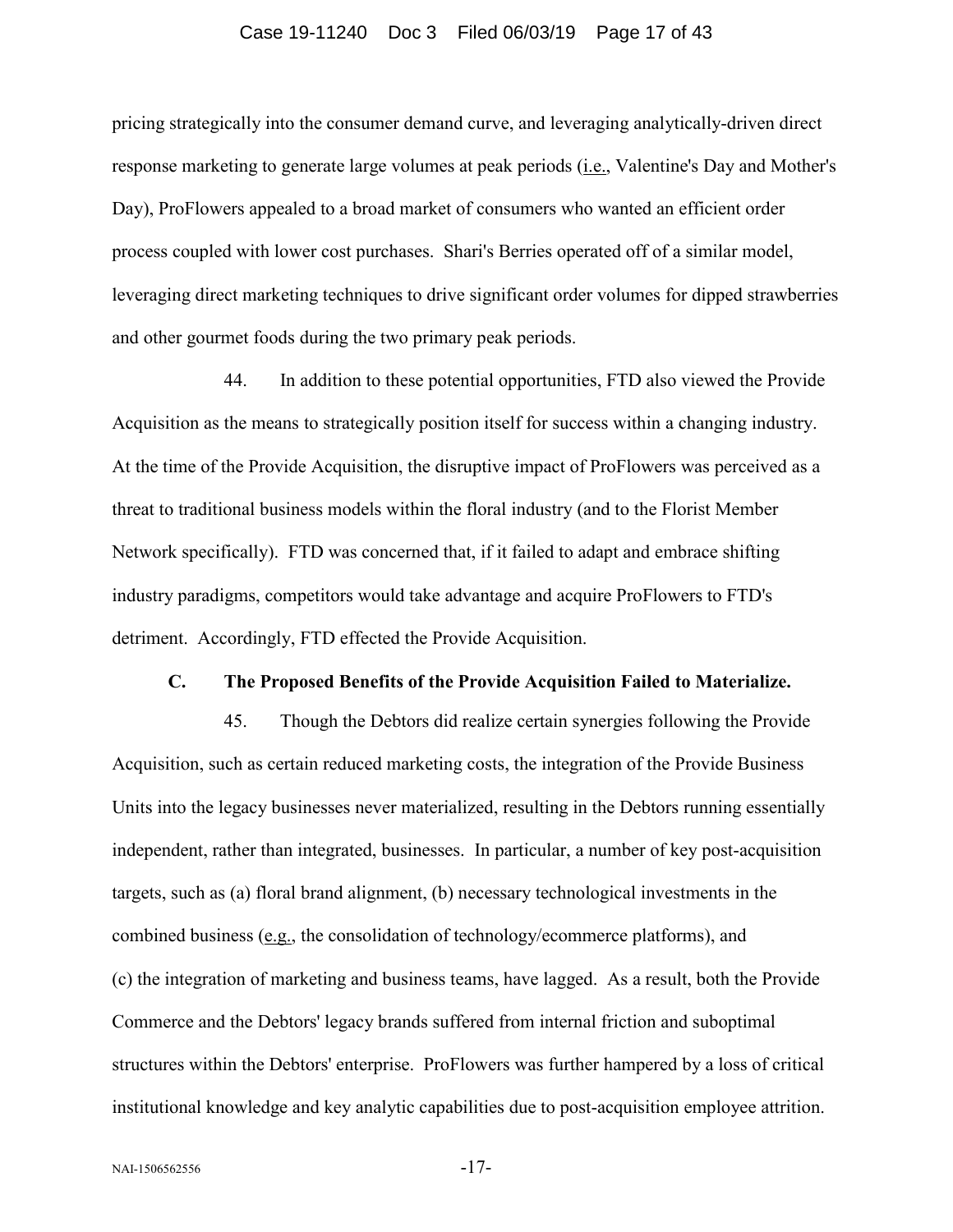pricing strategically into the consumer demand curve, and leveraging analytically-driven direct response marketing to generate large volumes at peak periods (i.e., Valentine's Day and Mother's Day), ProFlowers appealed to a broad market of consumers who wanted an efficient order process coupled with lower cost purchases. Shari's Berries operated off of a similar model, leveraging direct marketing techniques to drive significant order volumes for dipped strawberries and other gourmet foods during the two primary peak periods.

44. In addition to these potential opportunities, FTD also viewed the Provide Acquisition as the means to strategically position itself for success within a changing industry. At the time of the Provide Acquisition, the disruptive impact of ProFlowers was perceived as a threat to traditional business models within the floral industry (and to the Florist Member Network specifically). FTD was concerned that, if it failed to adapt and embrace shifting industry paradigms, competitors would take advantage and acquire ProFlowers to FTD's detriment. Accordingly, FTD effected the Provide Acquisition.

### C. The Proposed Benefits of the Provide Acquisition Failed to Materialize.

45. Though the Debtors did realize certain synergies following the Provide Acquisition, such as certain reduced marketing costs, the integration of the Provide Business Units into the legacy businesses never materialized, resulting in the Debtors running essentially independent, rather than integrated, businesses. In particular, a number of key post-acquisition targets, such as (a) floral brand alignment, (b) necessary technological investments in the combined business (e.g., the consolidation of technology/ecommerce platforms), and (c) the integration of marketing and business teams, have lagged. As a result, both the Provide Commerce and the Debtors' legacy brands suffered from internal friction and suboptimal structures within the Debtors' enterprise. ProFlowers was further hampered by a loss of critical institutional knowledge and key analytic capabilities due to post-acquisition employee attrition.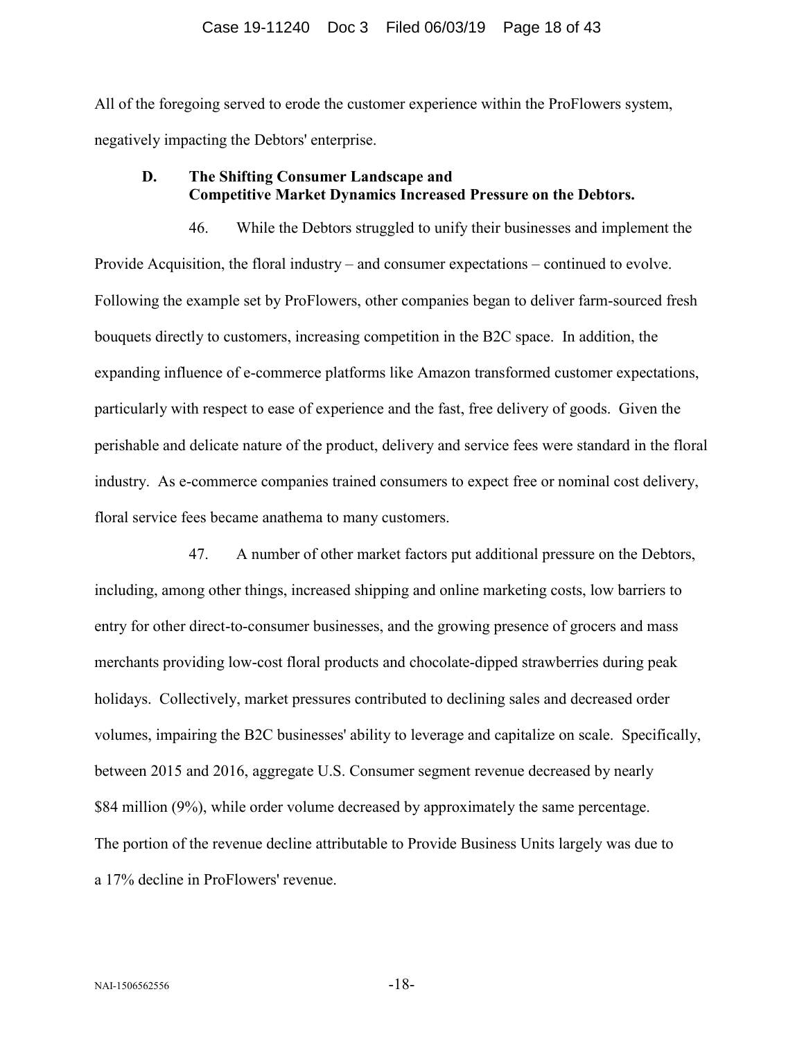All of the foregoing served to erode the customer experience within the ProFlowers system, negatively impacting the Debtors' enterprise.

### D. The Shifting Consumer Landscape and Competitive Market Dynamics Increased Pressure on the Debtors.

46. While the Debtors struggled to unify their businesses and implement the Provide Acquisition, the floral industry – and consumer expectations – continued to evolve. Following the example set by ProFlowers, other companies began to deliver farm-sourced fresh bouquets directly to customers, increasing competition in the B2C space. In addition, the expanding influence of e-commerce platforms like Amazon transformed customer expectations, particularly with respect to ease of experience and the fast, free delivery of goods. Given the perishable and delicate nature of the product, delivery and service fees were standard in the floral industry. As e-commerce companies trained consumers to expect free or nominal cost delivery, floral service fees became anathema to many customers.

47. A number of other market factors put additional pressure on the Debtors, including, among other things, increased shipping and online marketing costs, low barriers to entry for other direct-to-consumer businesses, and the growing presence of grocers and mass merchants providing low-cost floral products and chocolate-dipped strawberries during peak holidays. Collectively, market pressures contributed to declining sales and decreased order volumes, impairing the B2C businesses' ability to leverage and capitalize on scale. Specifically, between 2015 and 2016, aggregate U.S. Consumer segment revenue decreased by nearly $84 million (9%), while order volume decreased by approximately the same percentage. The portion of the revenue decline attributable to Provide Business Units largely was due to a 17% decline in ProFlowers' revenue.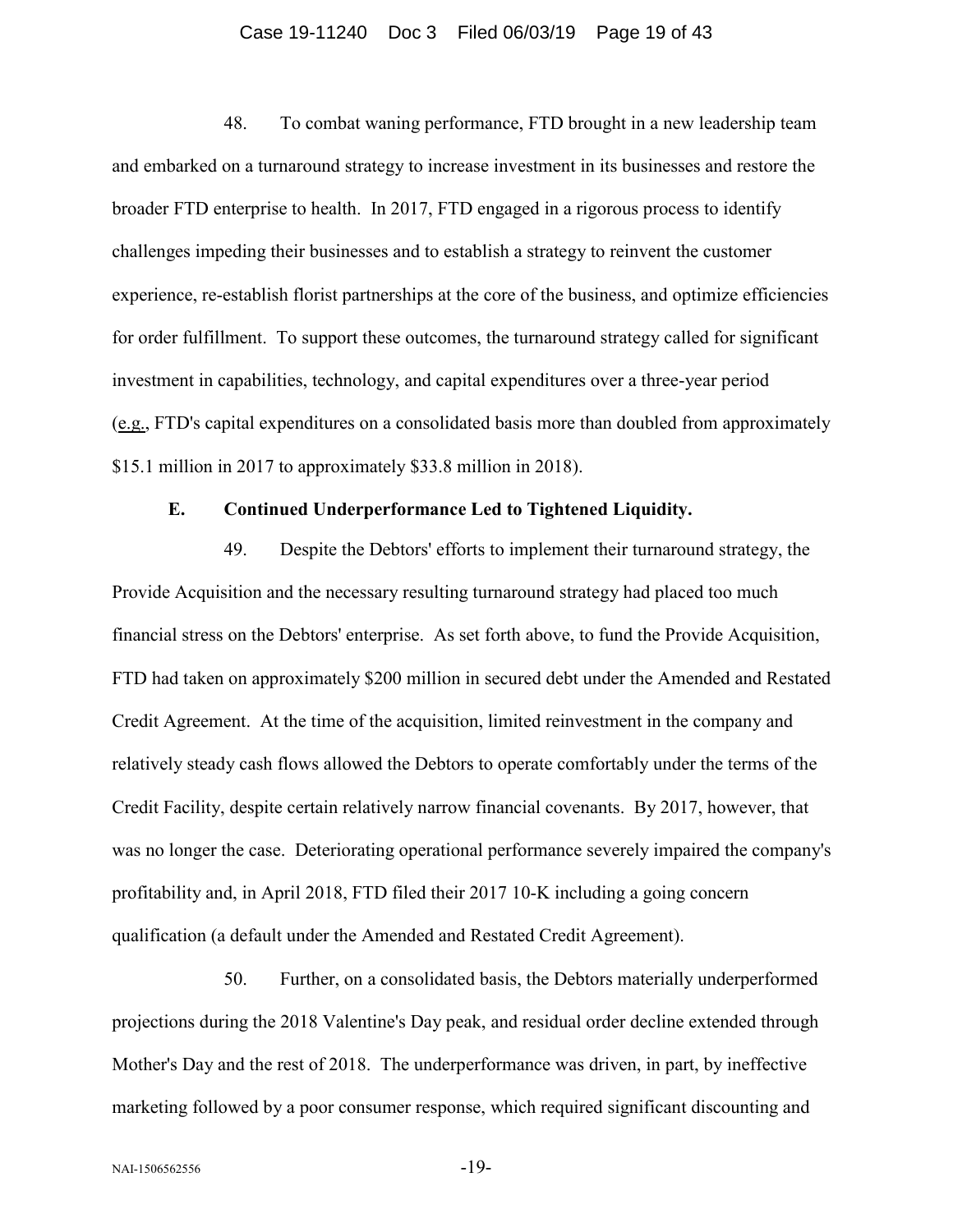48. To combat waning performance, FTD brought in a new leadership team and embarked on a turnaround strategy to increase investment in its businesses and restore the broader FTD enterprise to health. In 2017, FTD engaged in a rigorous process to identify challenges impeding their businesses and to establish a strategy to reinvent the customer experience, re-establish florist partnerships at the core of the business, and optimize efficiencies for order fulfillment. To support these outcomes, the turnaround strategy called for significant investment in capabilities, technology, and capital expenditures over a three-year period (e.g., FTD's capital expenditures on a consolidated basis more than doubled from approximately $15.1 million in 2017 to approximately $33.8 million in 2018).

### E. Continued Underperformance Led to Tightened Liquidity.

49. Despite the Debtors' efforts to implement their turnaround strategy, the Provide Acquisition and the necessary resulting turnaround strategy had placed too much financial stress on the Debtors' enterprise. As set forth above, to fund the Provide Acquisition, FTD had taken on approximately $200 million in secured debt under the Amended and Restated Credit Agreement. At the time of the acquisition, limited reinvestment in the company and relatively steady cash flows allowed the Debtors to operate comfortably under the terms of the Credit Facility, despite certain relatively narrow financial covenants. By 2017, however, that was no longer the case. Deteriorating operational performance severely impaired the company's profitability and, in April 2018, FTD filed their 2017 10-K including a going concern qualification (a default under the Amended and Restated Credit Agreement).

50. Further, on a consolidated basis, the Debtors materially underperformed projections during the 2018 Valentine's Day peak, and residual order decline extended through Mother's Day and the rest of 2018. The underperformance was driven, in part, by ineffective marketing followed by a poor consumer response, which required significant discounting and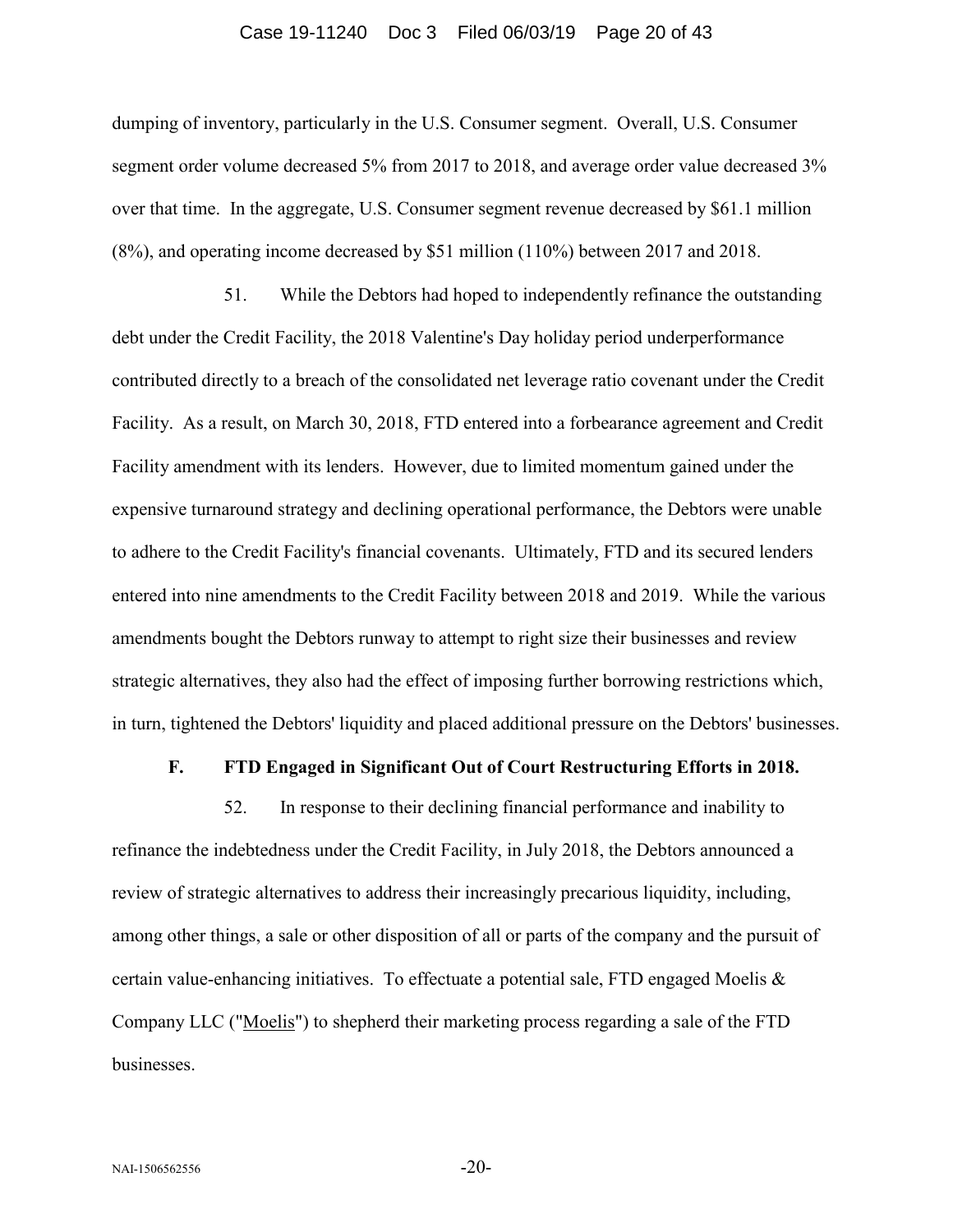dumping of inventory, particularly in the U.S. Consumer segment. Overall, U.S. Consumer segment order volume decreased 5% from 2017 to 2018, and average order value decreased 3% over that time. In the aggregate, U.S. Consumer segment revenue decreased by $61.1 million (8%), and operating income decreased by $51 million (110%) between 2017 and 2018.

51. While the Debtors had hoped to independently refinance the outstanding debt under the Credit Facility, the 2018 Valentine's Day holiday period underperformance contributed directly to a breach of the consolidated net leverage ratio covenant under the Credit Facility. As a result, on March 30, 2018, FTD entered into a forbearance agreement and Credit Facility amendment with its lenders. However, due to limited momentum gained under the expensive turnaround strategy and declining operational performance, the Debtors were unable to adhere to the Credit Facility's financial covenants. Ultimately, FTD and its secured lenders entered into nine amendments to the Credit Facility between 2018 and 2019. While the various amendments bought the Debtors runway to attempt to right size their businesses and review strategic alternatives, they also had the effect of imposing further borrowing restrictions which, in turn, tightened the Debtors' liquidity and placed additional pressure on the Debtors' businesses.

### F. FTD Engaged in Significant Out of Court Restructuring Efforts in 2018.

52. In response to their declining financial performance and inability to refinance the indebtedness under the Credit Facility, in July 2018, the Debtors announced a review of strategic alternatives to address their increasingly precarious liquidity, including, among other things, a sale or other disposition of all or parts of the company and the pursuit of certain value-enhancing initiatives. To effectuate a potential sale, FTD engaged Moelis & Company LLC ("Moelis") to shepherd their marketing process regarding a sale of the FTD businesses.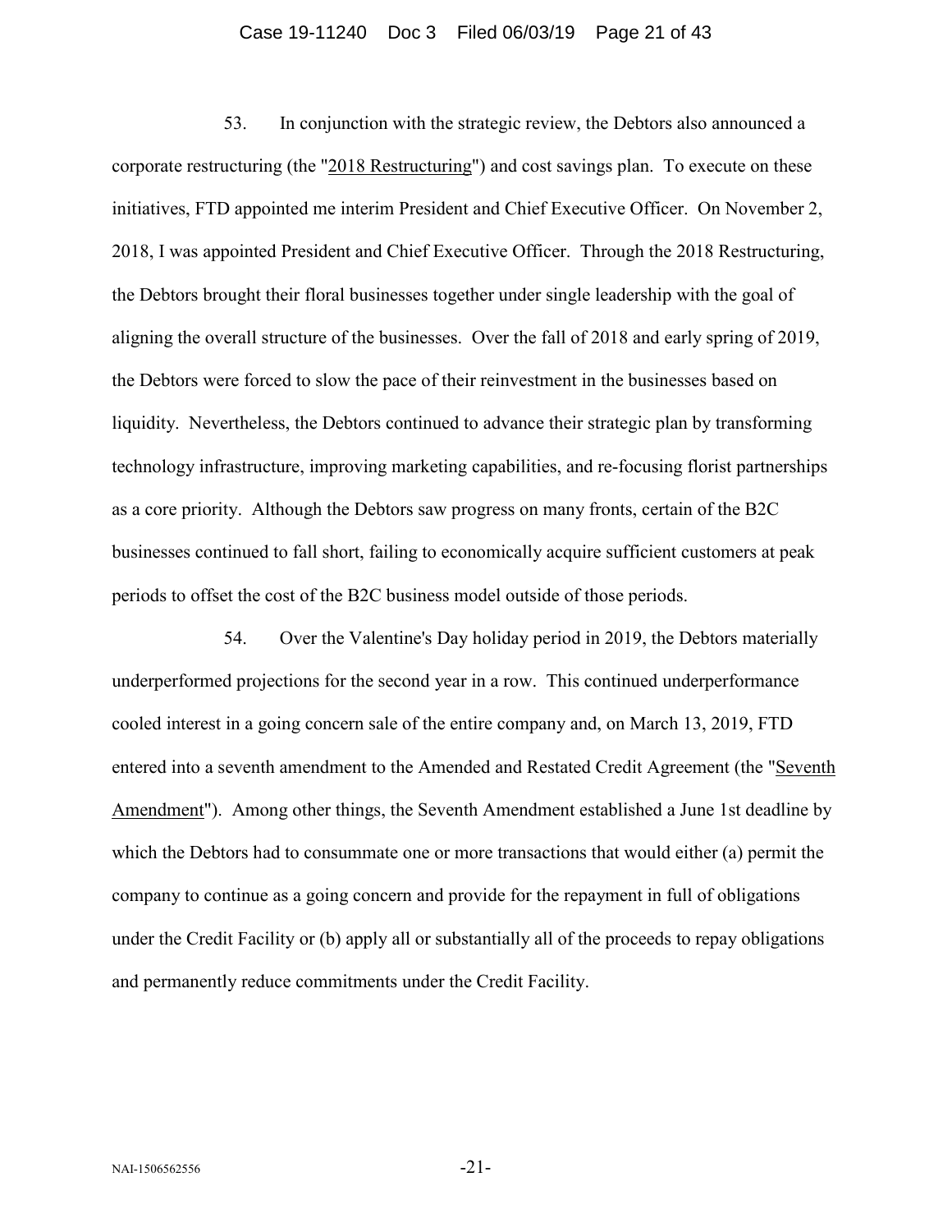53. In conjunction with the strategic review, the Debtors also announced a corporate restructuring (the "2018 Restructuring") and cost savings plan. To execute on these initiatives, FTD appointed me interim President and Chief Executive Officer. On November 2, 2018, I was appointed President and Chief Executive Officer. Through the 2018 Restructuring, the Debtors brought their floral businesses together under single leadership with the goal of aligning the overall structure of the businesses. Over the fall of 2018 and early spring of 2019, the Debtors were forced to slow the pace of their reinvestment in the businesses based on liquidity. Nevertheless, the Debtors continued to advance their strategic plan by transforming technology infrastructure, improving marketing capabilities, and re-focusing florist partnerships as a core priority. Although the Debtors saw progress on many fronts, certain of the B2C businesses continued to fall short, failing to economically acquire sufficient customers at peak periods to offset the cost of the B2C business model outside of those periods.

54. Over the Valentine's Day holiday period in 2019, the Debtors materially underperformed projections for the second year in a row. This continued underperformance cooled interest in a going concern sale of the entire company and, on March 13, 2019, FTD entered into a seventh amendment to the Amended and Restated Credit Agreement (the "Seventh Amendment"). Among other things, the Seventh Amendment established a June 1st deadline by which the Debtors had to consummate one or more transactions that would either (a) permit the company to continue as a going concern and provide for the repayment in full of obligations under the Credit Facility or (b) apply all or substantially all of the proceeds to repay obligations and permanently reduce commitments under the Credit Facility.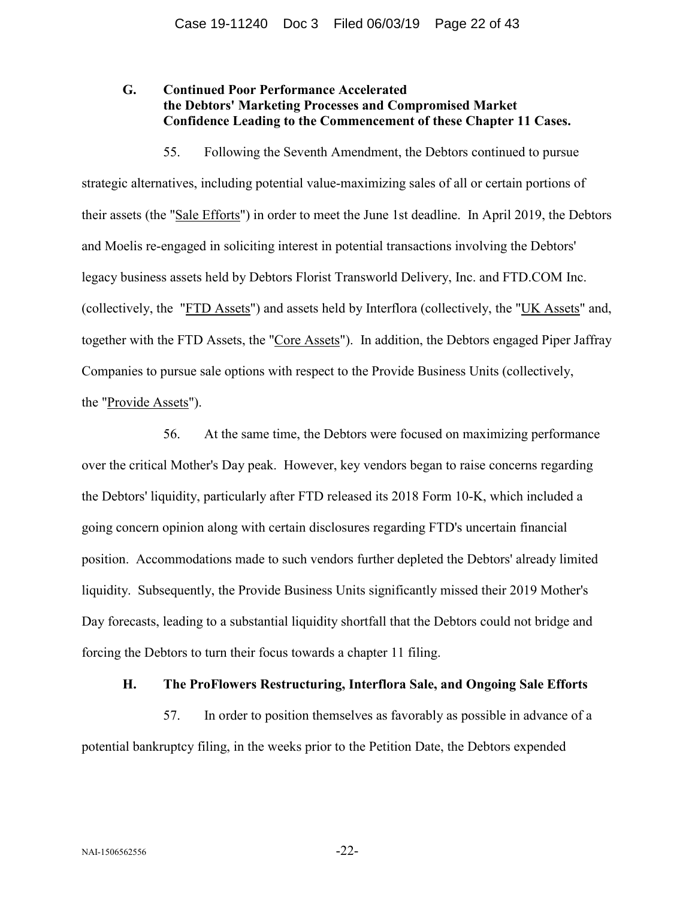### G. Continued Poor Performance Accelerated the Debtors' Marketing Processes and Compromised Market Confidence Leading to the Commencement of these Chapter 11 Cases.

55. Following the Seventh Amendment, the Debtors continued to pursue strategic alternatives, including potential value-maximizing sales of all or certain portions of their assets (the "Sale Efforts") in order to meet the June 1st deadline. In April 2019, the Debtors and Moelis re-engaged in soliciting interest in potential transactions involving the Debtors' legacy business assets held by Debtors Florist Transworld Delivery, Inc. and FTD.COM Inc. (collectively, the "FTD Assets") and assets held by Interflora (collectively, the "UK Assets" and, together with the FTD Assets, the "Core Assets"). In addition, the Debtors engaged Piper Jaffray Companies to pursue sale options with respect to the Provide Business Units (collectively, the "Provide Assets").

56. At the same time, the Debtors were focused on maximizing performance over the critical Mother's Day peak. However, key vendors began to raise concerns regarding the Debtors' liquidity, particularly after FTD released its 2018 Form 10-K, which included a going concern opinion along with certain disclosures regarding FTD's uncertain financial position. Accommodations made to such vendors further depleted the Debtors' already limited liquidity. Subsequently, the Provide Business Units significantly missed their 2019 Mother's Day forecasts, leading to a substantial liquidity shortfall that the Debtors could not bridge and forcing the Debtors to turn their focus towards a chapter 11 filing.

### H. The ProFlowers Restructuring, Interflora Sale, and Ongoing Sale Efforts

57. In order to position themselves as favorably as possible in advance of a potential bankruptcy filing, in the weeks prior to the Petition Date, the Debtors expended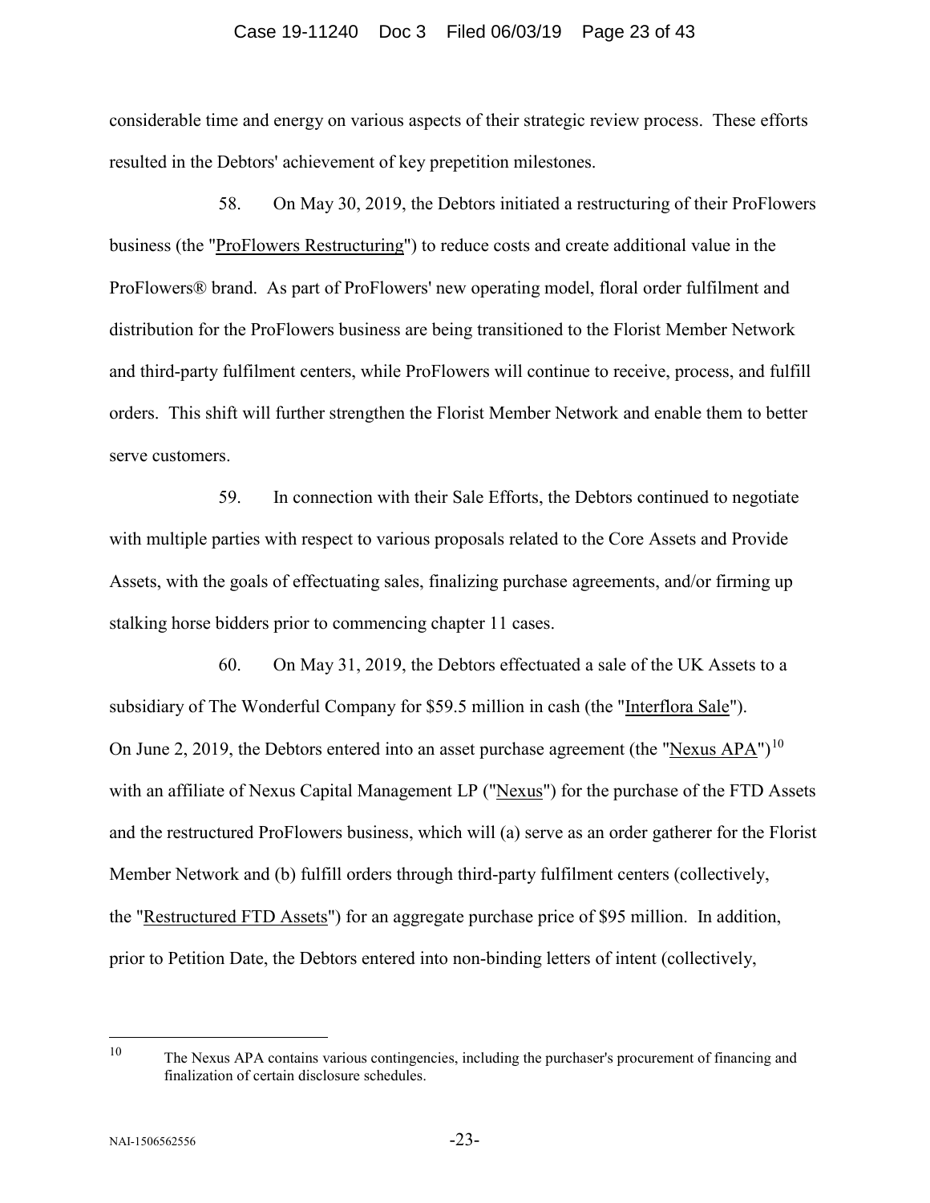considerable time and energy on various aspects of their strategic review process. These efforts resulted in the Debtors' achievement of key prepetition milestones.

58. On May 30, 2019, the Debtors initiated a restructuring of their ProFlowers business (the "ProFlowers Restructuring") to reduce costs and create additional value in the ProFlowers® brand. As part of ProFlowers' new operating model, floral order fulfilment and distribution for the ProFlowers business are being transitioned to the Florist Member Network and third-party fulfilment centers, while ProFlowers will continue to receive, process, and fulfill orders. This shift will further strengthen the Florist Member Network and enable them to better serve customers.

59. In connection with their Sale Efforts, the Debtors continued to negotiate with multiple parties with respect to various proposals related to the Core Assets and Provide Assets, with the goals of effectuating sales, finalizing purchase agreements, and/or firming up stalking horse bidders prior to commencing chapter 11 cases.

60. On May 31, 2019, the Debtors effectuated a sale of the UK Assets to a subsidiary of The Wonderful Company for $59.5 million in cash (the "Interflora Sale"). On June 2, 2019, the Debtors entered into an asset purchase agreement (the "Nexus APA")[10] with an affiliate of Nexus Capital Management LP ("Nexus") for the purchase of the FTD Assets and the restructured ProFlowers business, which will (a) serve as an order gatherer for the Florist Member Network and (b) fulfill orders through third-party fulfilment centers (collectively, the "Restructured FTD Assets") for an aggregate purchase price of $95 million. In addition, prior to Petition Date, the Debtors entered into non-binding letters of intent (collectively,

[10] The Nexus APA contains various contingencies, including the purchaser's procurement of financing and finalization of certain disclosure schedules.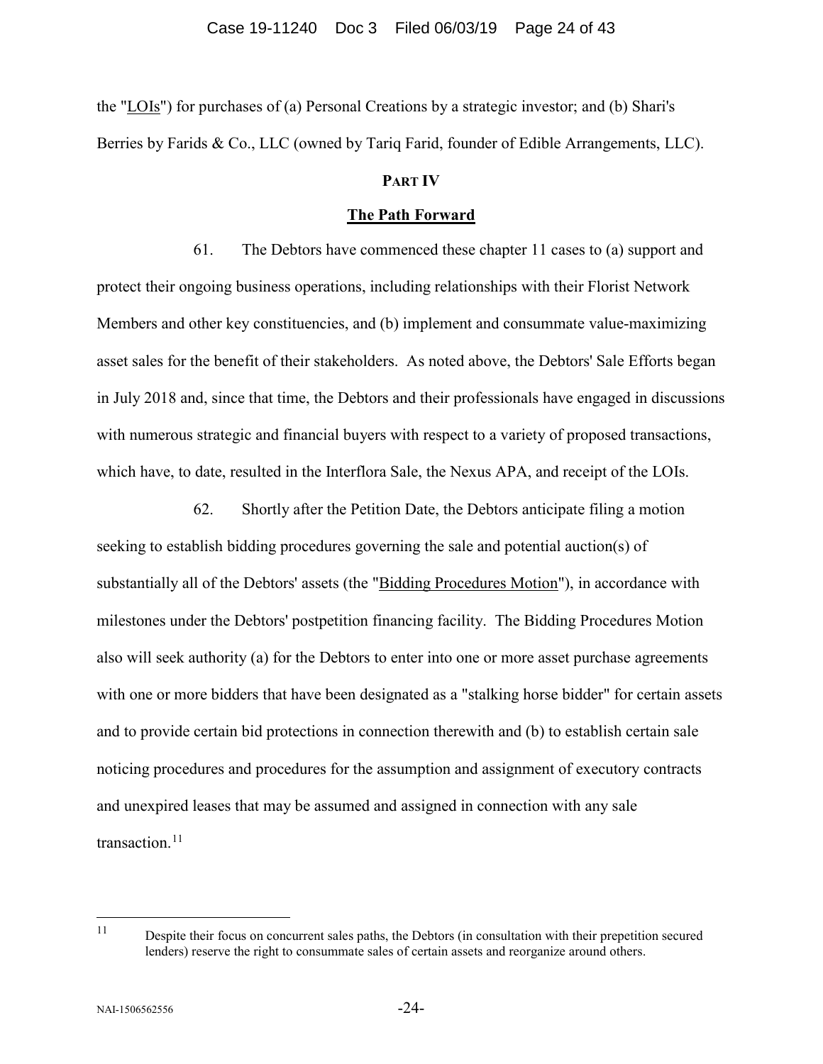the "LOIs") for purchases of (a) Personal Creations by a strategic investor; and (b) Shari's Berries by Farids & Co., LLC (owned by Tariq Farid, founder of Edible Arrangements, LLC).

## PART IV

## The Path Forward

61. The Debtors have commenced these chapter 11 cases to (a) support and protect their ongoing business operations, including relationships with their Florist Network Members and other key constituencies, and (b) implement and consummate value-maximizing asset sales for the benefit of their stakeholders. As noted above, the Debtors' Sale Efforts began in July 2018 and, since that time, the Debtors and their professionals have engaged in discussions with numerous strategic and financial buyers with respect to a variety of proposed transactions, which have, to date, resulted in the Interflora Sale, the Nexus APA, and receipt of the LOIs.

62. Shortly after the Petition Date, the Debtors anticipate filing a motion seeking to establish bidding procedures governing the sale and potential auction(s) of substantially all of the Debtors' assets (the "Bidding Procedures Motion"), in accordance with milestones under the Debtors' postpetition financing facility. The Bidding Procedures Motion also will seek authority (a) for the Debtors to enter into one or more asset purchase agreements with one or more bidders that have been designated as a "stalking horse bidder" for certain assets and to provide certain bid protections in connection therewith and (b) to establish certain sale noticing procedures and procedures for the assumption and assignment of executory contracts and unexpired leases that may be assumed and assigned in connection with any sale transaction.[11]

[11] Despite their focus on concurrent sales paths, the Debtors (in consultation with their prepetition secured lenders) reserve the right to consummate sales of certain assets and reorganize around others.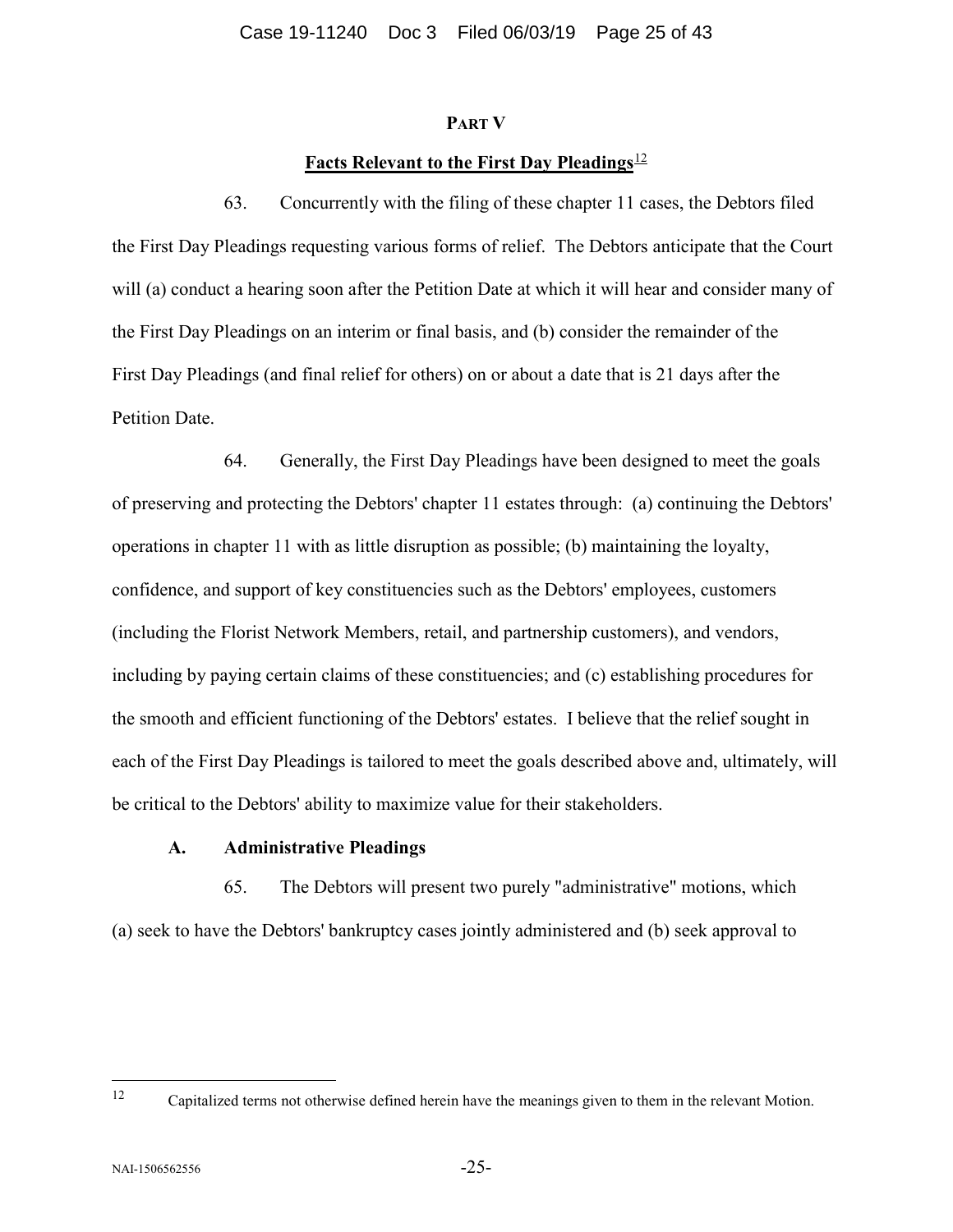## PART V

## Facts Relevant to the First Day Pleadings[12]

63. Concurrently with the filing of these chapter 11 cases, the Debtors filed the First Day Pleadings requesting various forms of relief. The Debtors anticipate that the Court will (a) conduct a hearing soon after the Petition Date at which it will hear and consider many of the First Day Pleadings on an interim or final basis, and (b) consider the remainder of the First Day Pleadings (and final relief for others) on or about a date that is 21 days after the Petition Date.

64. Generally, the First Day Pleadings have been designed to meet the goals of preserving and protecting the Debtors' chapter 11 estates through: (a) continuing the Debtors' operations in chapter 11 with as little disruption as possible; (b) maintaining the loyalty, confidence, and support of key constituencies such as the Debtors' employees, customers (including the Florist Network Members, retail, and partnership customers), and vendors, including by paying certain claims of these constituencies; and (c) establishing procedures for the smooth and efficient functioning of the Debtors' estates. I believe that the relief sought in each of the First Day Pleadings is tailored to meet the goals described above and, ultimately, will be critical to the Debtors' ability to maximize value for their stakeholders.

### A. Administrative Pleadings

65. The Debtors will present two purely "administrative" motions, which (a) seek to have the Debtors' bankruptcy cases jointly administered and (b) seek approval to

---

[12] Capitalized terms not otherwise defined herein have the meanings given to them in the relevant Motion.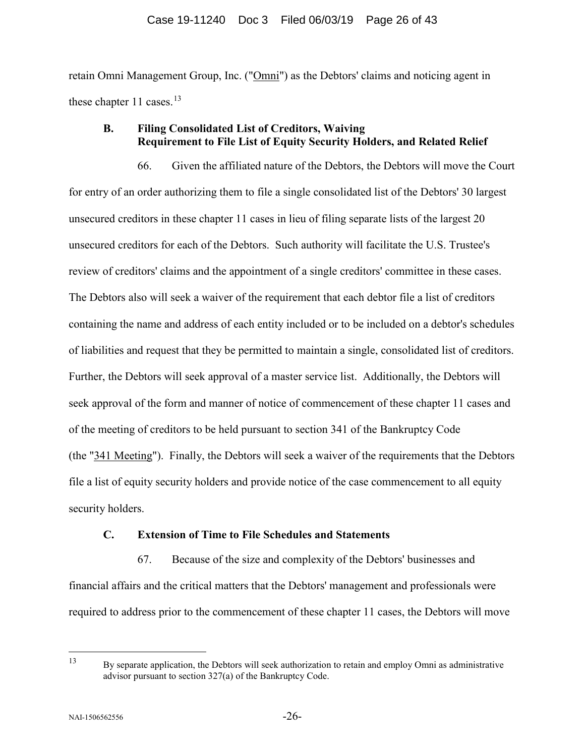retain Omni Management Group, Inc. ("Omni") as the Debtors' claims and noticing agent in these chapter 11 cases.[13]

### B. Filing Consolidated List of Creditors, Waiving Requirement to File List of Equity Security Holders, and Related Relief

66. Given the affiliated nature of the Debtors, the Debtors will move the Court for entry of an order authorizing them to file a single consolidated list of the Debtors' 30 largest unsecured creditors in these chapter 11 cases in lieu of filing separate lists of the largest 20 unsecured creditors for each of the Debtors. Such authority will facilitate the U.S. Trustee's review of creditors' claims and the appointment of a single creditors' committee in these cases. The Debtors also will seek a waiver of the requirement that each debtor file a list of creditors containing the name and address of each entity included or to be included on a debtor's schedules of liabilities and request that they be permitted to maintain a single, consolidated list of creditors. Further, the Debtors will seek approval of a master service list. Additionally, the Debtors will seek approval of the form and manner of notice of commencement of these chapter 11 cases and of the meeting of creditors to be held pursuant to section 341 of the Bankruptcy Code (the "341 Meeting"). Finally, the Debtors will seek a waiver of the requirements that the Debtors file a list of equity security holders and provide notice of the case commencement to all equity security holders.

### C. Extension of Time to File Schedules and Statements

67. Because of the size and complexity of the Debtors' businesses and financial affairs and the critical matters that the Debtors' management and professionals were required to address prior to the commencement of these chapter 11 cases, the Debtors will move

---

[13] By separate application, the Debtors will seek authorization to retain and employ Omni as administrative advisor pursuant to section 327(a) of the Bankruptcy Code.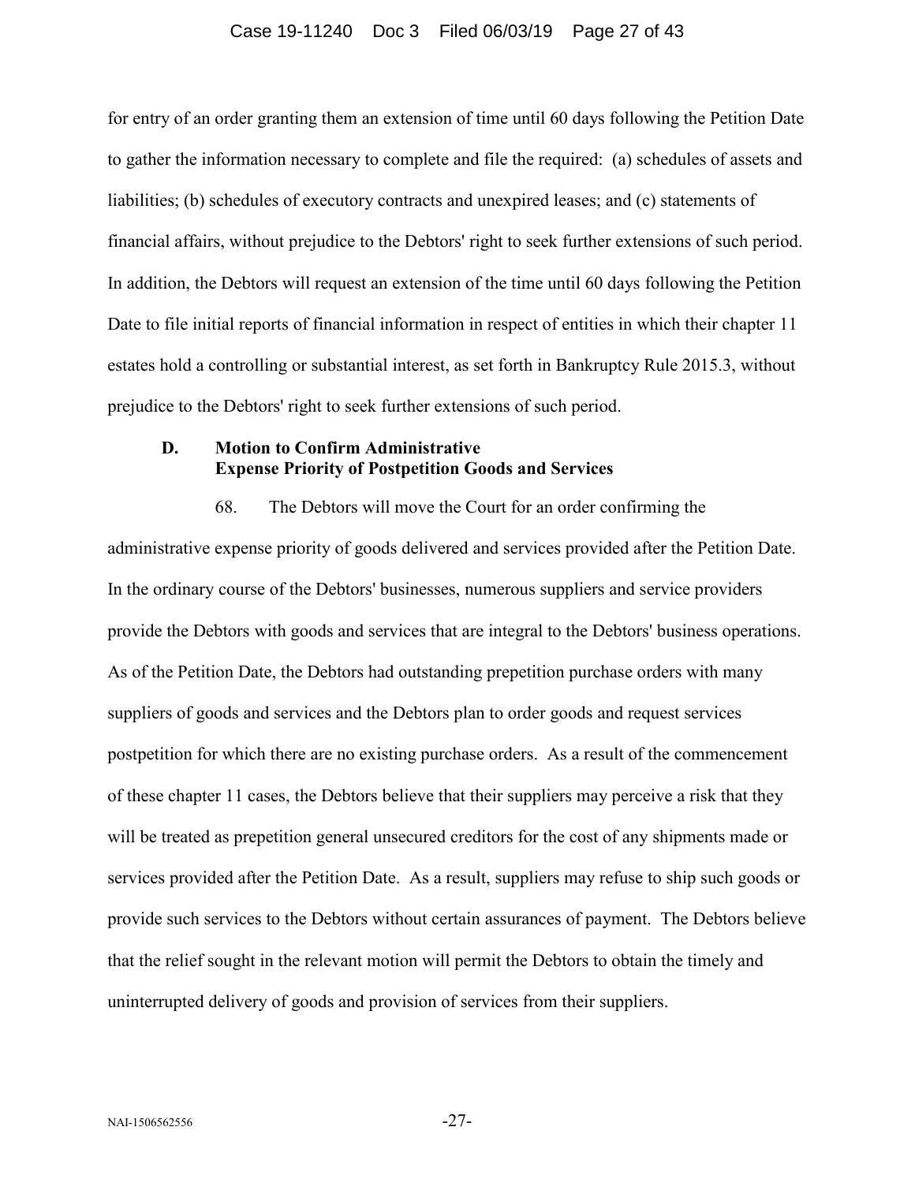for entry of an order granting them an extension of time until 60 days following the Petition Date to gather the information necessary to complete and file the required: (a) schedules of assets and liabilities; (b) schedules of executory contracts and unexpired leases; and (c) statements of financial affairs, without prejudice to the Debtors' right to seek further extensions of such period. In addition, the Debtors will request an extension of the time until 60 days following the Petition Date to file initial reports of financial information in respect of entities in which their chapter 11 estates hold a controlling or substantial interest, as set forth in Bankruptcy Rule 2015.3, without prejudice to the Debtors' right to seek further extensions of such period.

### D. Motion to Confirm Administrative Expense Priority of Postpetition Goods and Services

68. The Debtors will move the Court for an order confirming the administrative expense priority of goods delivered and services provided after the Petition Date. In the ordinary course of the Debtors' businesses, numerous suppliers and service providers provide the Debtors with goods and services that are integral to the Debtors' business operations. As of the Petition Date, the Debtors had outstanding prepetition purchase orders with many suppliers of goods and services and the Debtors plan to order goods and request services postpetition for which there are no existing purchase orders. As a result of the commencement of these chapter 11 cases, the Debtors believe that their suppliers may perceive a risk that they will be treated as prepetition general unsecured creditors for the cost of any shipments made or services provided after the Petition Date. As a result, suppliers may refuse to ship such goods or provide such services to the Debtors without certain assurances of payment. The Debtors believe that the relief sought in the relevant motion will permit the Debtors to obtain the timely and uninterrupted delivery of goods and provision of services from their suppliers.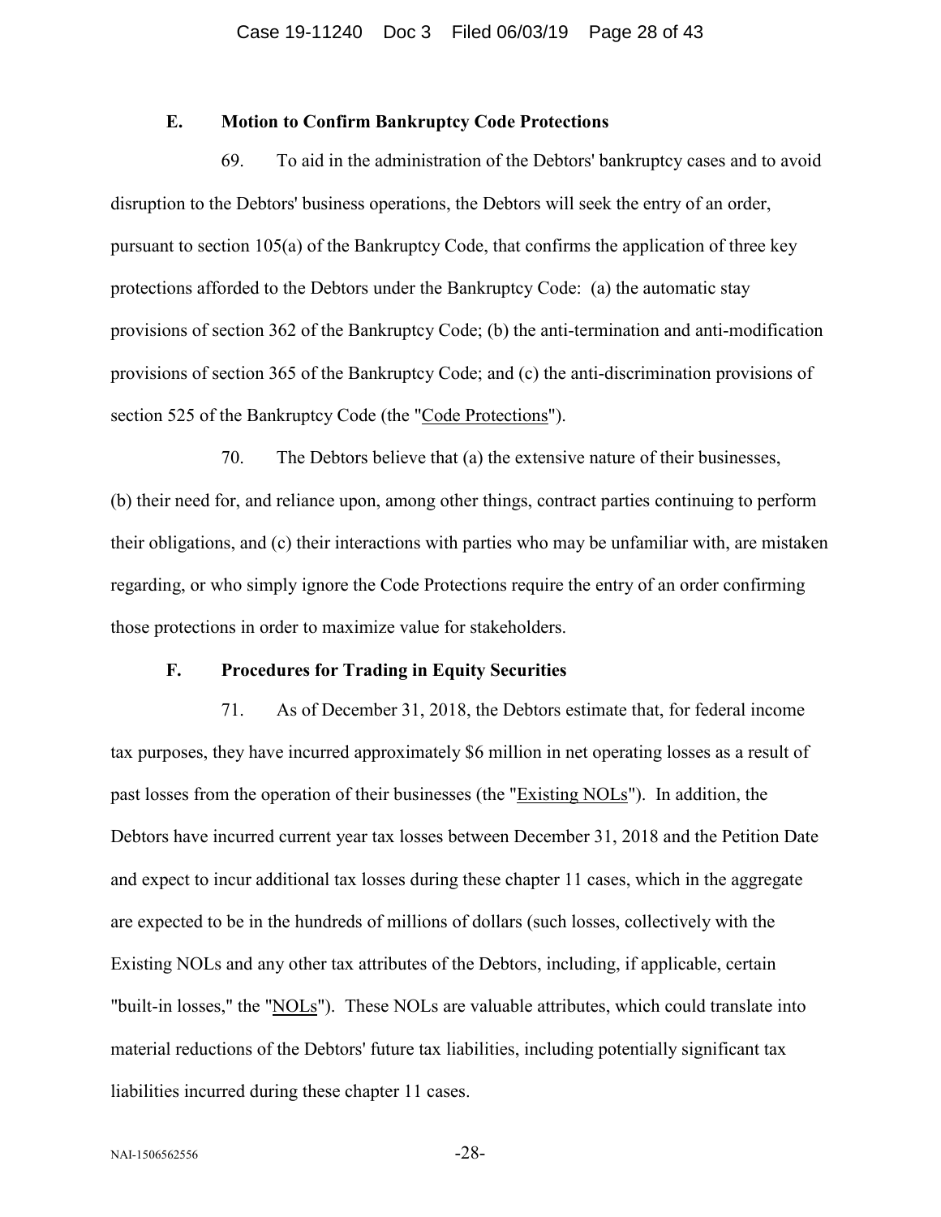### E. Motion to Confirm Bankruptcy Code Protections

69. To aid in the administration of the Debtors' bankruptcy cases and to avoid disruption to the Debtors' business operations, the Debtors will seek the entry of an order, pursuant to section 105(a) of the Bankruptcy Code, that confirms the application of three key protections afforded to the Debtors under the Bankruptcy Code: (a) the automatic stay provisions of section 362 of the Bankruptcy Code; (b) the anti-termination and anti-modification provisions of section 365 of the Bankruptcy Code; and (c) the anti-discrimination provisions of section 525 of the Bankruptcy Code (the "Code Protections").

70. The Debtors believe that (a) the extensive nature of their businesses, (b) their need for, and reliance upon, among other things, contract parties continuing to perform their obligations, and (c) their interactions with parties who may be unfamiliar with, are mistaken regarding, or who simply ignore the Code Protections require the entry of an order confirming those protections in order to maximize value for stakeholders.

### F. Procedures for Trading in Equity Securities

71. As of December 31, 2018, the Debtors estimate that, for federal income tax purposes, they have incurred approximately $6 million in net operating losses as a result of past losses from the operation of their businesses (the "Existing NOLs"). In addition, the Debtors have incurred current year tax losses between December 31, 2018 and the Petition Date and expect to incur additional tax losses during these chapter 11 cases, which in the aggregate are expected to be in the hundreds of millions of dollars (such losses, collectively with the Existing NOLs and any other tax attributes of the Debtors, including, if applicable, certain "built-in losses," the "NOLs"). These NOLs are valuable attributes, which could translate into material reductions of the Debtors' future tax liabilities, including potentially significant tax liabilities incurred during these chapter 11 cases.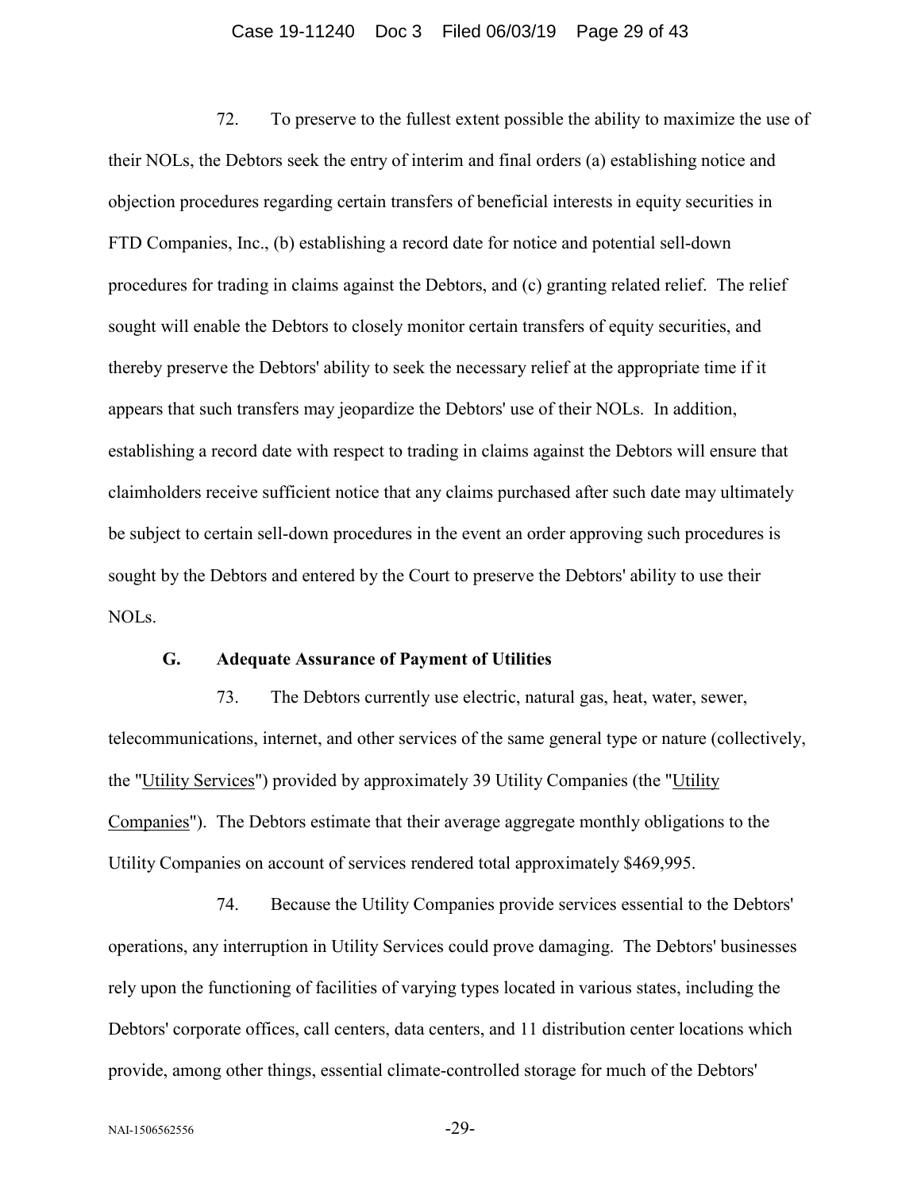72. To preserve to the fullest extent possible the ability to maximize the use of their NOLs, the Debtors seek the entry of interim and final orders (a) establishing notice and objection procedures regarding certain transfers of beneficial interests in equity securities in FTD Companies, Inc., (b) establishing a record date for notice and potential sell-down procedures for trading in claims against the Debtors, and (c) granting related relief. The relief sought will enable the Debtors to closely monitor certain transfers of equity securities, and thereby preserve the Debtors' ability to seek the necessary relief at the appropriate time if it appears that such transfers may jeopardize the Debtors' use of their NOLs. In addition, establishing a record date with respect to trading in claims against the Debtors will ensure that claimholders receive sufficient notice that any claims purchased after such date may ultimately be subject to certain sell-down procedures in the event an order approving such procedures is sought by the Debtors and entered by the Court to preserve the Debtors' ability to use their NOLs.

### G. Adequate Assurance of Payment of Utilities

73. The Debtors currently use electric, natural gas, heat, water, sewer, telecommunications, internet, and other services of the same general type or nature (collectively, the "Utility Services") provided by approximately 39 Utility Companies (the "Utility Companies"). The Debtors estimate that their average aggregate monthly obligations to the Utility Companies on account of services rendered total approximately $469,995.

74. Because the Utility Companies provide services essential to the Debtors' operations, any interruption in Utility Services could prove damaging. The Debtors' businesses rely upon the functioning of facilities of varying types located in various states, including the Debtors' corporate offices, call centers, data centers, and 11 distribution center locations which provide, among other things, essential climate-controlled storage for much of the Debtors'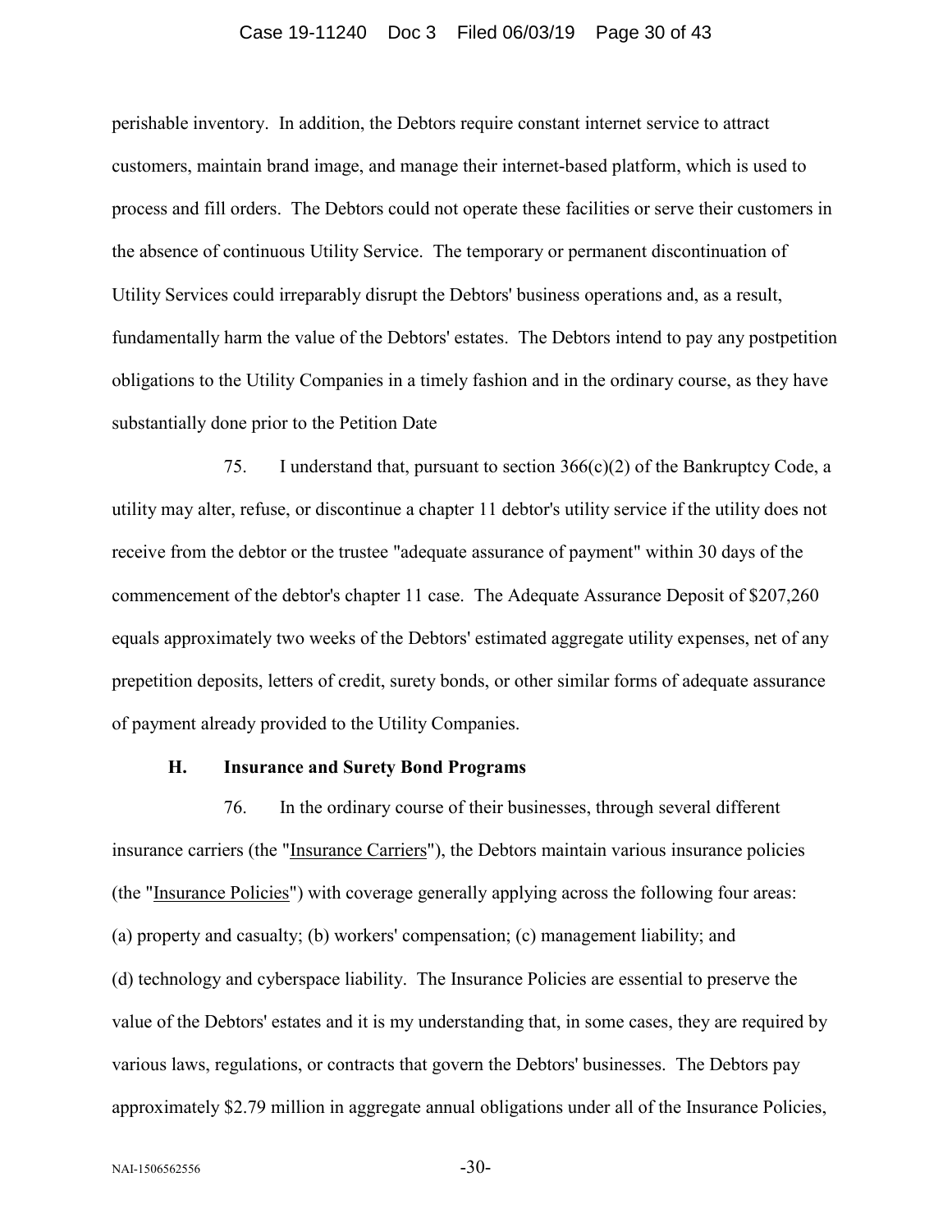perishable inventory. In addition, the Debtors require constant internet service to attract customers, maintain brand image, and manage their internet-based platform, which is used to process and fill orders. The Debtors could not operate these facilities or serve their customers in the absence of continuous Utility Service. The temporary or permanent discontinuation of Utility Services could irreparably disrupt the Debtors' business operations and, as a result, fundamentally harm the value of the Debtors' estates. The Debtors intend to pay any postpetition obligations to the Utility Companies in a timely fashion and in the ordinary course, as they have substantially done prior to the Petition Date

75. I understand that, pursuant to section 366(c)(2) of the Bankruptcy Code, a utility may alter, refuse, or discontinue a chapter 11 debtor's utility service if the utility does not receive from the debtor or the trustee "adequate assurance of payment" within 30 days of the commencement of the debtor's chapter 11 case. The Adequate Assurance Deposit of $207,260 equals approximately two weeks of the Debtors' estimated aggregate utility expenses, net of any prepetition deposits, letters of credit, surety bonds, or other similar forms of adequate assurance of payment already provided to the Utility Companies.

### H. Insurance and Surety Bond Programs

76. In the ordinary course of their businesses, through several different insurance carriers (the "Insurance Carriers"), the Debtors maintain various insurance policies (the "Insurance Policies") with coverage generally applying across the following four areas: (a) property and casualty; (b) workers' compensation; (c) management liability; and (d) technology and cyberspace liability. The Insurance Policies are essential to preserve the value of the Debtors' estates and it is my understanding that, in some cases, they are required by various laws, regulations, or contracts that govern the Debtors' businesses. The Debtors pay approximately $2.79 million in aggregate annual obligations under all of the Insurance Policies,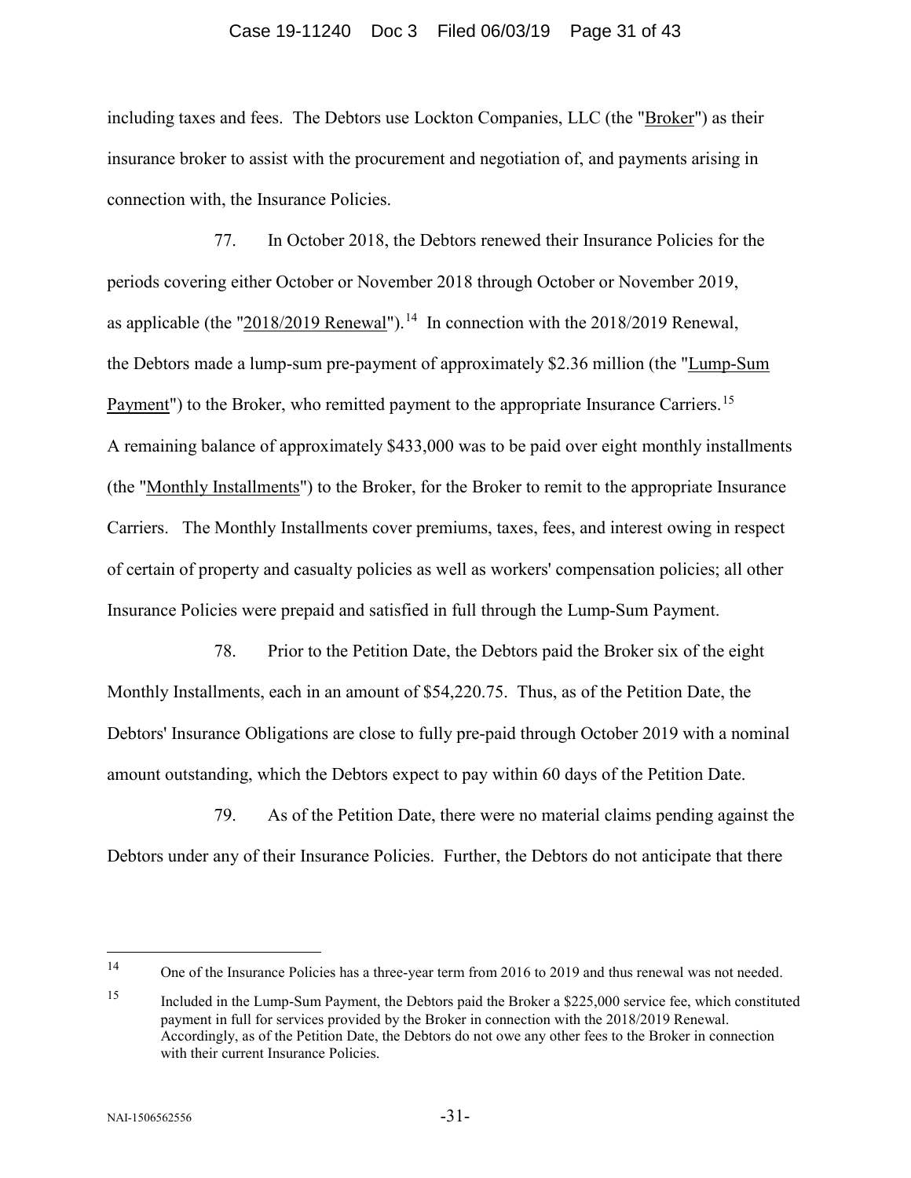including taxes and fees. The Debtors use Lockton Companies, LLC (the "Broker") as their insurance broker to assist with the procurement and negotiation of, and payments arising in connection with, the Insurance Policies.

77. In October 2018, the Debtors renewed their Insurance Policies for the periods covering either October or November 2018 through October or November 2019, as applicable (the "2018/2019 Renewal").[14] In connection with the 2018/2019 Renewal, the Debtors made a lump-sum pre-payment of approximately $2.36 million (the "Lump-Sum Payment") to the Broker, who remitted payment to the appropriate Insurance Carriers.[15] A remaining balance of approximately $433,000 was to be paid over eight monthly installments (the "Monthly Installments") to the Broker, for the Broker to remit to the appropriate Insurance Carriers. The Monthly Installments cover premiums, taxes, fees, and interest owing in respect of certain of property and casualty policies as well as workers' compensation policies; all other Insurance Policies were prepaid and satisfied in full through the Lump-Sum Payment.

78. Prior to the Petition Date, the Debtors paid the Broker six of the eight Monthly Installments, each in an amount of $54,220.75. Thus, as of the Petition Date, the Debtors' Insurance Obligations are close to fully pre-paid through October 2019 with a nominal amount outstanding, which the Debtors expect to pay within 60 days of the Petition Date.

79. As of the Petition Date, there were no material claims pending against the Debtors under any of their Insurance Policies. Further, the Debtors do not anticipate that there

---

[14] One of the Insurance Policies has a three-year term from 2016 to 2019 and thus renewal was not needed.

[15] Included in the Lump-Sum Payment, the Debtors paid the Broker a $225,000 service fee, which constituted payment in full for services provided by the Broker in connection with the 2018/2019 Renewal. Accordingly, as of the Petition Date, the Debtors do not owe any other fees to the Broker in connection with their current Insurance Policies.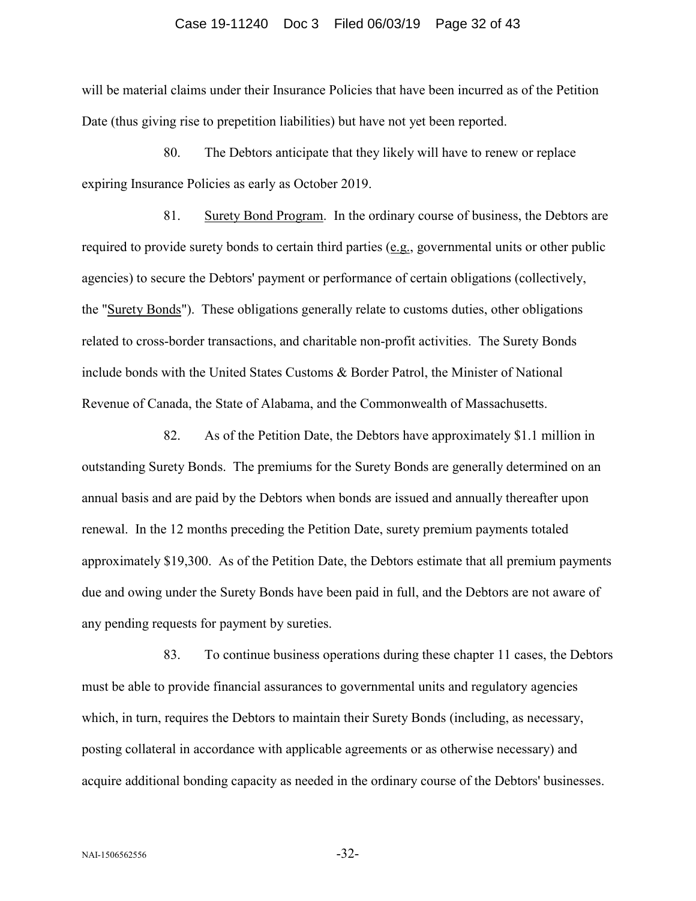will be material claims under their Insurance Policies that have been incurred as of the Petition Date (thus giving rise to prepetition liabilities) but have not yet been reported.

80. The Debtors anticipate that they likely will have to renew or replace expiring Insurance Policies as early as October 2019.

81. Surety Bond Program. In the ordinary course of business, the Debtors are required to provide surety bonds to certain third parties (e.g., governmental units or other public agencies) to secure the Debtors' payment or performance of certain obligations (collectively, the "Surety Bonds"). These obligations generally relate to customs duties, other obligations related to cross-border transactions, and charitable non-profit activities. The Surety Bonds include bonds with the United States Customs & Border Patrol, the Minister of National Revenue of Canada, the State of Alabama, and the Commonwealth of Massachusetts.

82. As of the Petition Date, the Debtors have approximately $1.1 million in outstanding Surety Bonds. The premiums for the Surety Bonds are generally determined on an annual basis and are paid by the Debtors when bonds are issued and annually thereafter upon renewal. In the 12 months preceding the Petition Date, surety premium payments totaled approximately $19,300. As of the Petition Date, the Debtors estimate that all premium payments due and owing under the Surety Bonds have been paid in full, and the Debtors are not aware of any pending requests for payment by sureties.

83. To continue business operations during these chapter 11 cases, the Debtors must be able to provide financial assurances to governmental units and regulatory agencies which, in turn, requires the Debtors to maintain their Surety Bonds (including, as necessary, posting collateral in accordance with applicable agreements or as otherwise necessary) and acquire additional bonding capacity as needed in the ordinary course of the Debtors' businesses.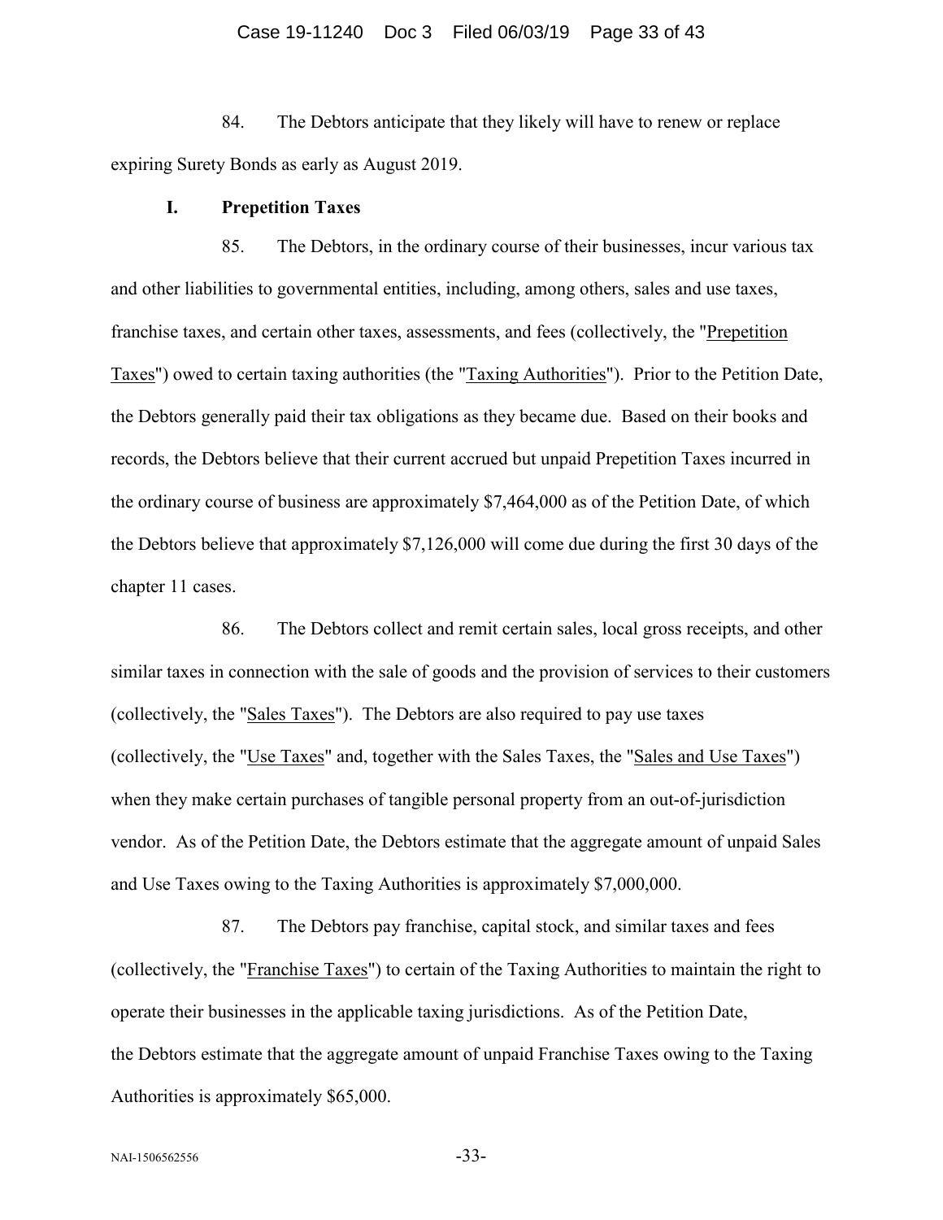84. The Debtors anticipate that they likely will have to renew or replace expiring Surety Bonds as early as August 2019.

## I. Prepetition Taxes

85. The Debtors, in the ordinary course of their businesses, incur various tax and other liabilities to governmental entities, including, among others, sales and use taxes, franchise taxes, and certain other taxes, assessments, and fees (collectively, the "Prepetition Taxes") owed to certain taxing authorities (the "Taxing Authorities"). Prior to the Petition Date, the Debtors generally paid their tax obligations as they became due. Based on their books and records, the Debtors believe that their current accrued but unpaid Prepetition Taxes incurred in the ordinary course of business are approximately $7,464,000 as of the Petition Date, of which the Debtors believe that approximately $7,126,000 will come due during the first 30 days of the chapter 11 cases.

86. The Debtors collect and remit certain sales, local gross receipts, and other similar taxes in connection with the sale of goods and the provision of services to their customers (collectively, the "Sales Taxes"). The Debtors are also required to pay use taxes (collectively, the "Use Taxes" and, together with the Sales Taxes, the "Sales and Use Taxes") when they make certain purchases of tangible personal property from an out-of-jurisdiction vendor. As of the Petition Date, the Debtors estimate that the aggregate amount of unpaid Sales and Use Taxes owing to the Taxing Authorities is approximately $7,000,000.

87. The Debtors pay franchise, capital stock, and similar taxes and fees (collectively, the "Franchise Taxes") to certain of the Taxing Authorities to maintain the right to operate their businesses in the applicable taxing jurisdictions. As of the Petition Date, the Debtors estimate that the aggregate amount of unpaid Franchise Taxes owing to the Taxing Authorities is approximately $65,000.

NAI-1506562556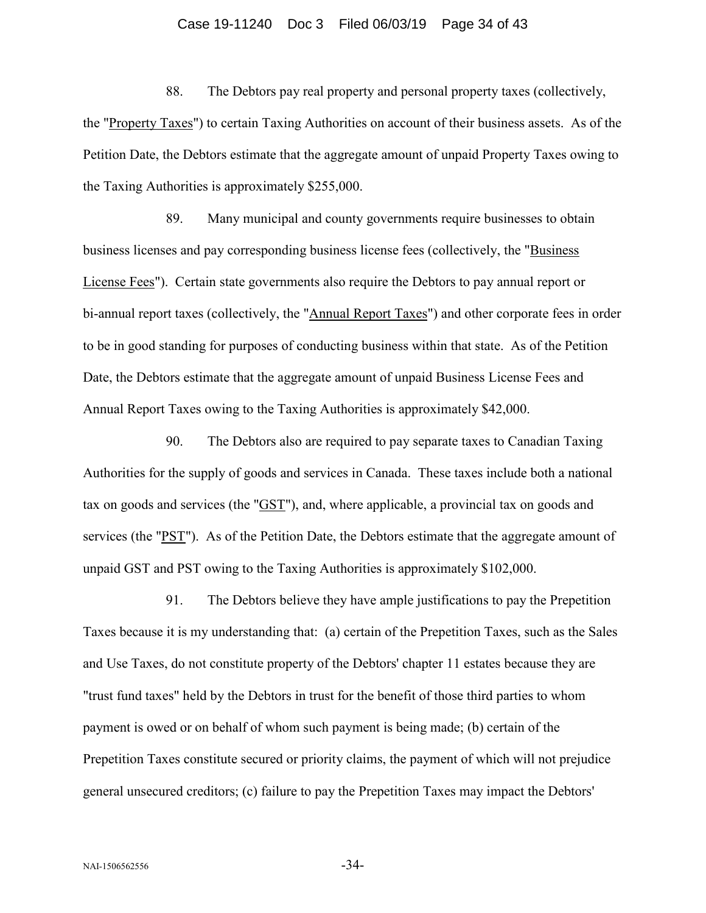88. The Debtors pay real property and personal property taxes (collectively, the "Property Taxes") to certain Taxing Authorities on account of their business assets. As of the Petition Date, the Debtors estimate that the aggregate amount of unpaid Property Taxes owing to the Taxing Authorities is approximately $255,000.

89. Many municipal and county governments require businesses to obtain business licenses and pay corresponding business license fees (collectively, the "Business License Fees"). Certain state governments also require the Debtors to pay annual report or bi-annual report taxes (collectively, the "Annual Report Taxes") and other corporate fees in order to be in good standing for purposes of conducting business within that state. As of the Petition Date, the Debtors estimate that the aggregate amount of unpaid Business License Fees and Annual Report Taxes owing to the Taxing Authorities is approximately $42,000.

90. The Debtors also are required to pay separate taxes to Canadian Taxing Authorities for the supply of goods and services in Canada. These taxes include both a national tax on goods and services (the "GST"), and, where applicable, a provincial tax on goods and services (the "PST"). As of the Petition Date, the Debtors estimate that the aggregate amount of unpaid GST and PST owing to the Taxing Authorities is approximately $102,000.

91. The Debtors believe they have ample justifications to pay the Prepetition Taxes because it is my understanding that: (a) certain of the Prepetition Taxes, such as the Sales and Use Taxes, do not constitute property of the Debtors' chapter 11 estates because they are "trust fund taxes" held by the Debtors in trust for the benefit of those third parties to whom payment is owed or on behalf of whom such payment is being made; (b) certain of the Prepetition Taxes constitute secured or priority claims, the payment of which will not prejudice general unsecured creditors; (c) failure to pay the Prepetition Taxes may impact the Debtors'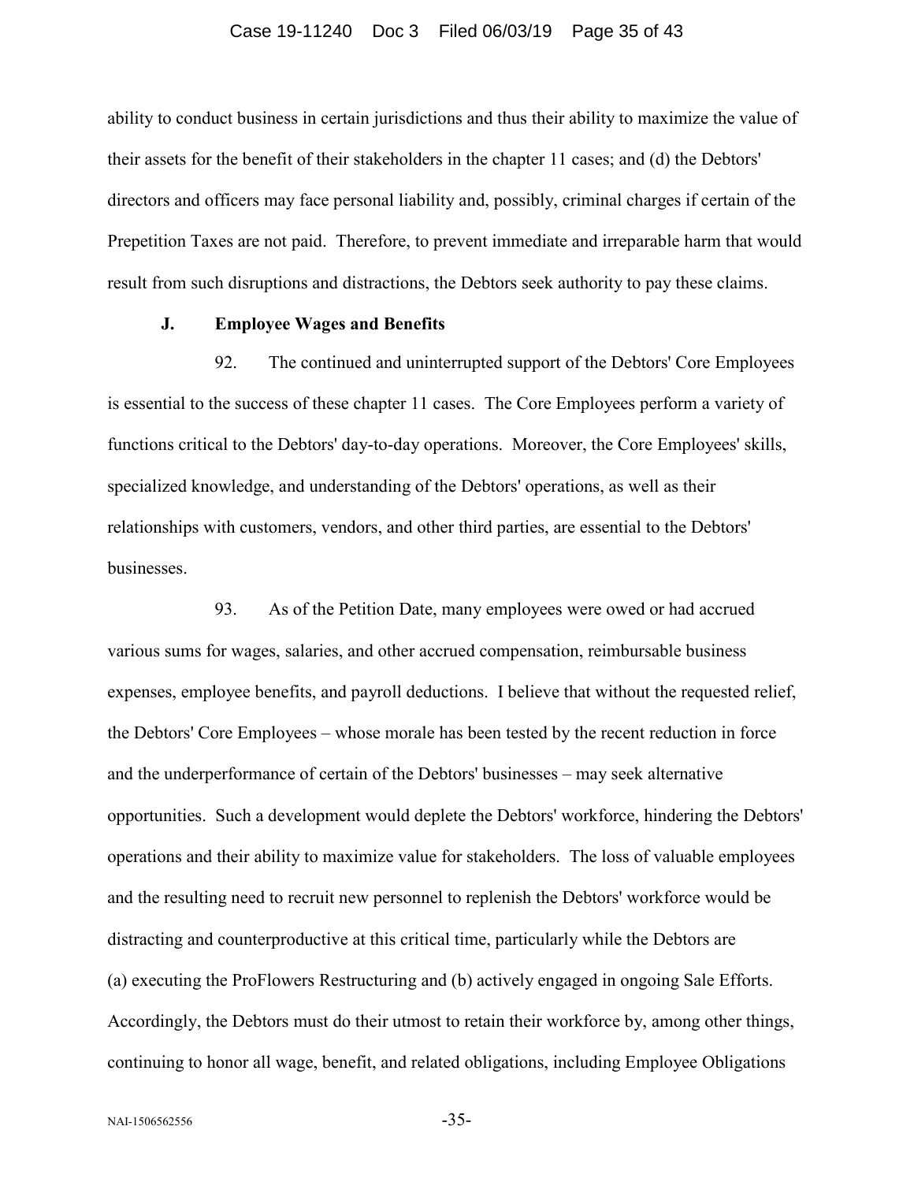ability to conduct business in certain jurisdictions and thus their ability to maximize the value of their assets for the benefit of their stakeholders in the chapter 11 cases; and (d) the Debtors' directors and officers may face personal liability and, possibly, criminal charges if certain of the Prepetition Taxes are not paid. Therefore, to prevent immediate and irreparable harm that would result from such disruptions and distractions, the Debtors seek authority to pay these claims.

### J. Employee Wages and Benefits

92. The continued and uninterrupted support of the Debtors' Core Employees is essential to the success of these chapter 11 cases. The Core Employees perform a variety of functions critical to the Debtors' day-to-day operations. Moreover, the Core Employees' skills, specialized knowledge, and understanding of the Debtors' operations, as well as their relationships with customers, vendors, and other third parties, are essential to the Debtors' businesses.

93. As of the Petition Date, many employees were owed or had accrued various sums for wages, salaries, and other accrued compensation, reimbursable business expenses, employee benefits, and payroll deductions. I believe that without the requested relief, the Debtors' Core Employees – whose morale has been tested by the recent reduction in force and the underperformance of certain of the Debtors' businesses – may seek alternative opportunities. Such a development would deplete the Debtors' workforce, hindering the Debtors' operations and their ability to maximize value for stakeholders. The loss of valuable employees and the resulting need to recruit new personnel to replenish the Debtors' workforce would be distracting and counterproductive at this critical time, particularly while the Debtors are (a) executing the ProFlowers Restructuring and (b) actively engaged in ongoing Sale Efforts. Accordingly, the Debtors must do their utmost to retain their workforce by, among other things, continuing to honor all wage, benefit, and related obligations, including Employee Obligations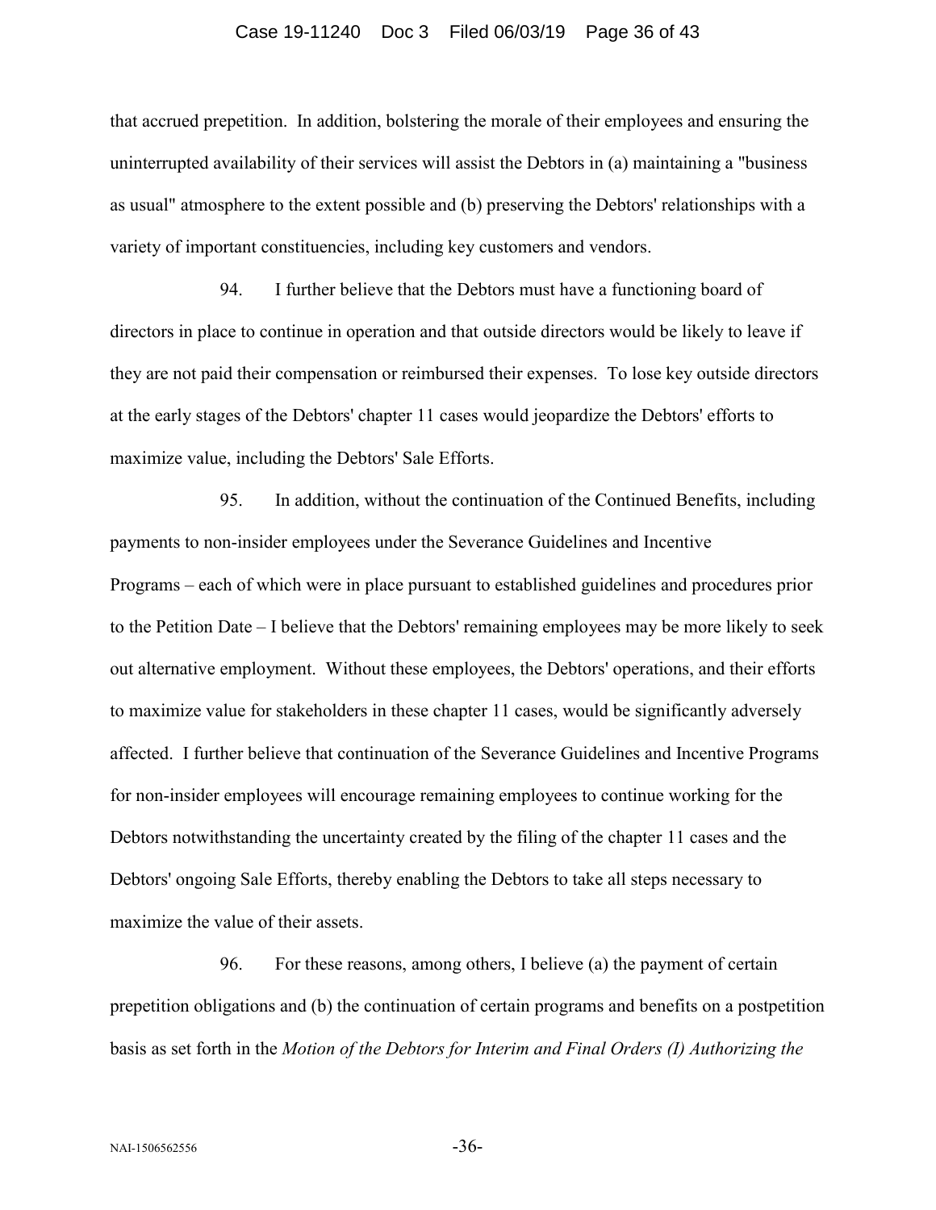that accrued prepetition. In addition, bolstering the morale of their employees and ensuring the uninterrupted availability of their services will assist the Debtors in (a) maintaining a "business as usual" atmosphere to the extent possible and (b) preserving the Debtors' relationships with a variety of important constituencies, including key customers and vendors.

94. I further believe that the Debtors must have a functioning board of directors in place to continue in operation and that outside directors would be likely to leave if they are not paid their compensation or reimbursed their expenses. To lose key outside directors at the early stages of the Debtors' chapter 11 cases would jeopardize the Debtors' efforts to maximize value, including the Debtors' Sale Efforts.

95. In addition, without the continuation of the Continued Benefits, including payments to non-insider employees under the Severance Guidelines and Incentive Programs – each of which were in place pursuant to established guidelines and procedures prior to the Petition Date – I believe that the Debtors' remaining employees may be more likely to seek out alternative employment. Without these employees, the Debtors' operations, and their efforts to maximize value for stakeholders in these chapter 11 cases, would be significantly adversely affected. I further believe that continuation of the Severance Guidelines and Incentive Programs for non-insider employees will encourage remaining employees to continue working for the Debtors notwithstanding the uncertainty created by the filing of the chapter 11 cases and the Debtors' ongoing Sale Efforts, thereby enabling the Debtors to take all steps necessary to maximize the value of their assets.

96. For these reasons, among others, I believe (a) the payment of certain prepetition obligations and (b) the continuation of certain programs and benefits on a postpetition basis as set forth in the *Motion of the Debtors for Interim and Final Orders (I) Authorizing the*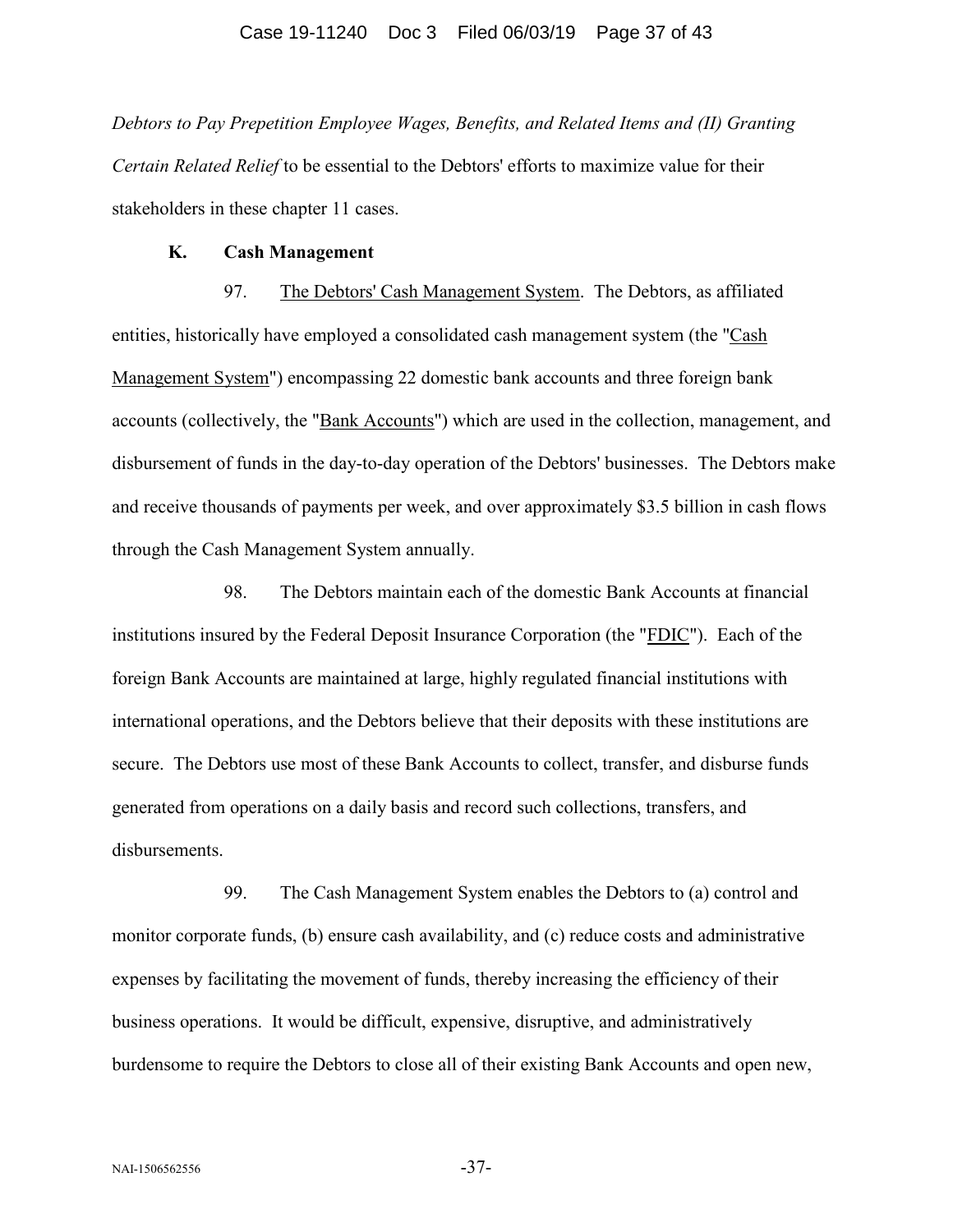*Debtors to Pay Prepetition Employee Wages, Benefits, and Related Items and (II) Granting Certain Related Relief* to be essential to the Debtors' efforts to maximize value for their stakeholders in these chapter 11 cases.

**K. Cash Management**

97. The Debtors' Cash Management System. The Debtors, as affiliated entities, historically have employed a consolidated cash management system (the "Cash Management System") encompassing 22 domestic bank accounts and three foreign bank accounts (collectively, the "Bank Accounts") which are used in the collection, management, and disbursement of funds in the day-to-day operation of the Debtors' businesses. The Debtors make and receive thousands of payments per week, and over approximately $3.5 billion in cash flows through the Cash Management System annually.

98. The Debtors maintain each of the domestic Bank Accounts at financial institutions insured by the Federal Deposit Insurance Corporation (the "FDIC"). Each of the foreign Bank Accounts are maintained at large, highly regulated financial institutions with international operations, and the Debtors believe that their deposits with these institutions are secure. The Debtors use most of these Bank Accounts to collect, transfer, and disburse funds generated from operations on a daily basis and record such collections, transfers, and disbursements.

99. The Cash Management System enables the Debtors to (a) control and monitor corporate funds, (b) ensure cash availability, and (c) reduce costs and administrative expenses by facilitating the movement of funds, thereby increasing the efficiency of their business operations. It would be difficult, expensive, disruptive, and administratively burdensome to require the Debtors to close all of their existing Bank Accounts and open new,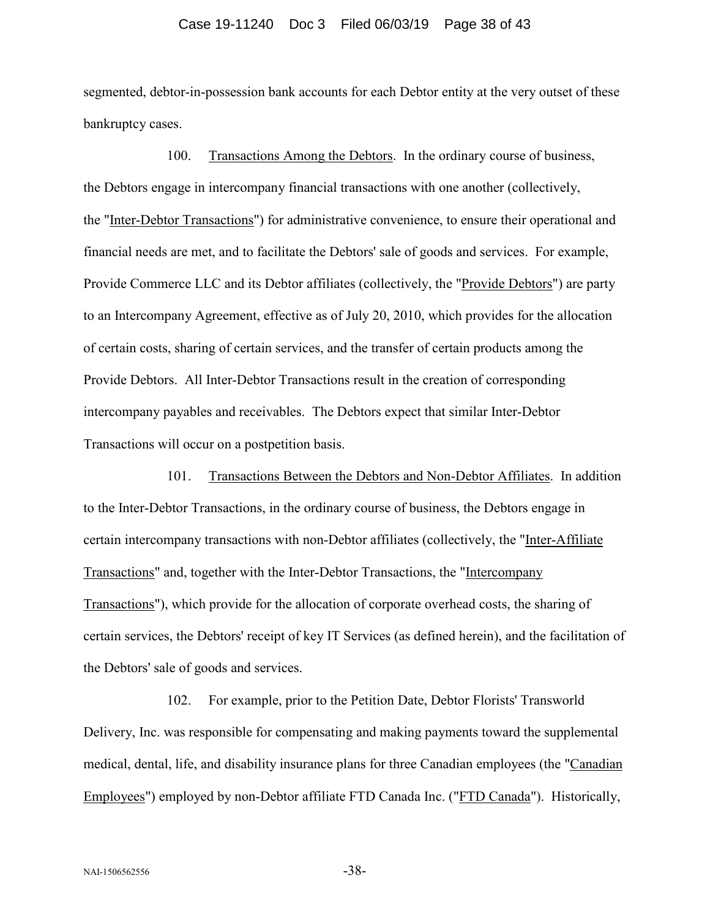segmented, debtor-in-possession bank accounts for each Debtor entity at the very outset of these bankruptcy cases.

100. Transactions Among the Debtors. In the ordinary course of business, the Debtors engage in intercompany financial transactions with one another (collectively, the "Inter-Debtor Transactions") for administrative convenience, to ensure their operational and financial needs are met, and to facilitate the Debtors' sale of goods and services. For example, Provide Commerce LLC and its Debtor affiliates (collectively, the "Provide Debtors") are party to an Intercompany Agreement, effective as of July 20, 2010, which provides for the allocation of certain costs, sharing of certain services, and the transfer of certain products among the Provide Debtors. All Inter-Debtor Transactions result in the creation of corresponding intercompany payables and receivables. The Debtors expect that similar Inter-Debtor Transactions will occur on a postpetition basis.

101. Transactions Between the Debtors and Non-Debtor Affiliates. In addition to the Inter-Debtor Transactions, in the ordinary course of business, the Debtors engage in certain intercompany transactions with non-Debtor affiliates (collectively, the "Inter-Affiliate Transactions" and, together with the Inter-Debtor Transactions, the "Intercompany Transactions"), which provide for the allocation of corporate overhead costs, the sharing of certain services, the Debtors' receipt of key IT Services (as defined herein), and the facilitation of the Debtors' sale of goods and services.

102. For example, prior to the Petition Date, Debtor Florists' Transworld Delivery, Inc. was responsible for compensating and making payments toward the supplemental medical, dental, life, and disability insurance plans for three Canadian employees (the "Canadian Employees") employed by non-Debtor affiliate FTD Canada Inc. ("FTD Canada"). Historically,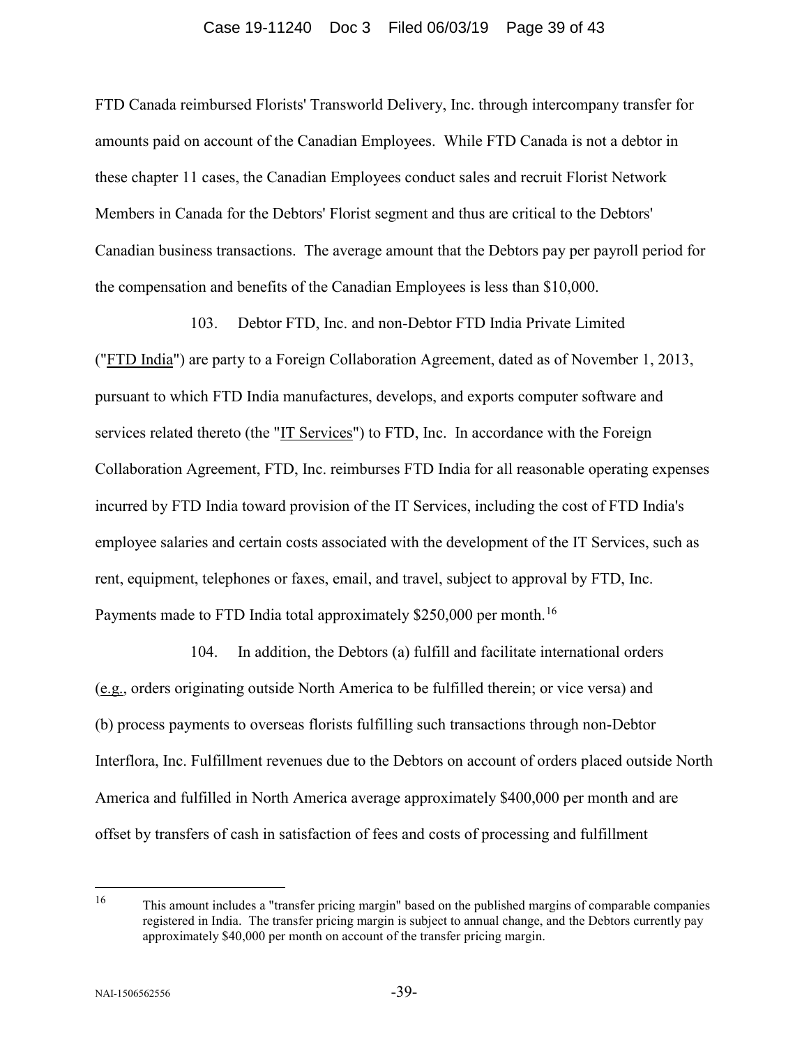FTD Canada reimbursed Florists' Transworld Delivery, Inc. through intercompany transfer for amounts paid on account of the Canadian Employees. While FTD Canada is not a debtor in these chapter 11 cases, the Canadian Employees conduct sales and recruit Florist Network Members in Canada for the Debtors' Florist segment and thus are critical to the Debtors' Canadian business transactions. The average amount that the Debtors pay per payroll period for the compensation and benefits of the Canadian Employees is less than $10,000.

103. Debtor FTD, Inc. and non-Debtor FTD India Private Limited ("FTD India") are party to a Foreign Collaboration Agreement, dated as of November 1, 2013, pursuant to which FTD India manufactures, develops, and exports computer software and services related thereto (the "IT Services") to FTD, Inc. In accordance with the Foreign Collaboration Agreement, FTD, Inc. reimburses FTD India for all reasonable operating expenses incurred by FTD India toward provision of the IT Services, including the cost of FTD India's employee salaries and certain costs associated with the development of the IT Services, such as rent, equipment, telephones or faxes, email, and travel, subject to approval by FTD, Inc. Payments made to FTD India total approximately $250,000 per month.[16]

104. In addition, the Debtors (a) fulfill and facilitate international orders (e.g., orders originating outside North America to be fulfilled therein; or vice versa) and (b) process payments to overseas florists fulfilling such transactions through non-Debtor Interflora, Inc. Fulfillment revenues due to the Debtors on account of orders placed outside North America and fulfilled in North America average approximately $400,000 per month and are offset by transfers of cash in satisfaction of fees and costs of processing and fulfillment

---

[16] This amount includes a "transfer pricing margin" based on the published margins of comparable companies registered in India. The transfer pricing margin is subject to annual change, and the Debtors currently pay approximately $40,000 per month on account of the transfer pricing margin.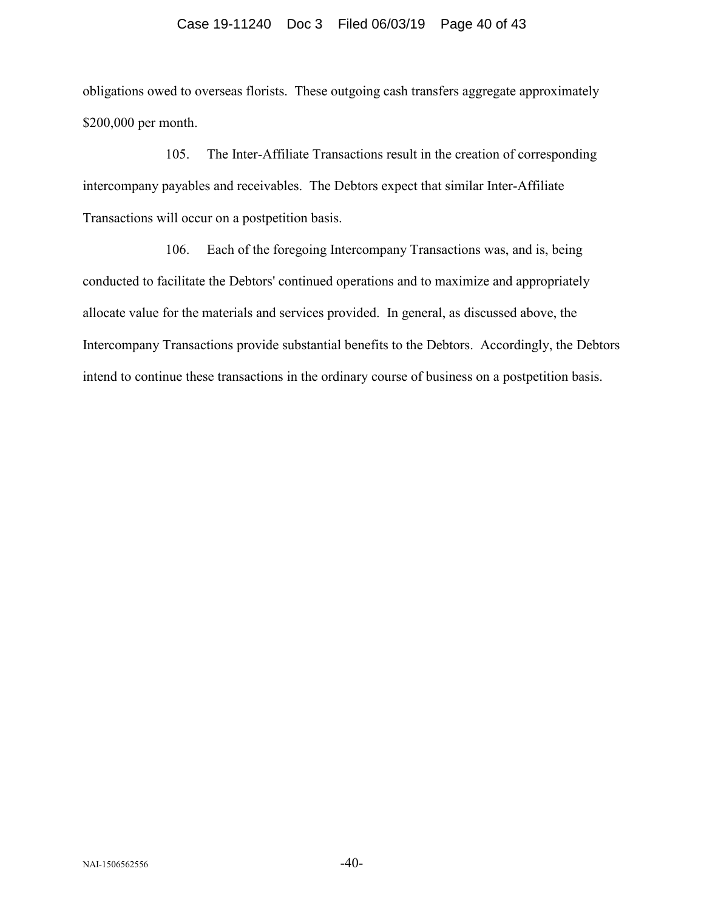obligations owed to overseas florists. These outgoing cash transfers aggregate approximately $200,000 per month.

105. The Inter-Affiliate Transactions result in the creation of corresponding intercompany payables and receivables. The Debtors expect that similar Inter-Affiliate Transactions will occur on a postpetition basis.

106. Each of the foregoing Intercompany Transactions was, and is, being conducted to facilitate the Debtors' continued operations and to maximize and appropriately allocate value for the materials and services provided. In general, as discussed above, the Intercompany Transactions provide substantial benefits to the Debtors. Accordingly, the Debtors intend to continue these transactions in the ordinary course of business on a postpetition basis.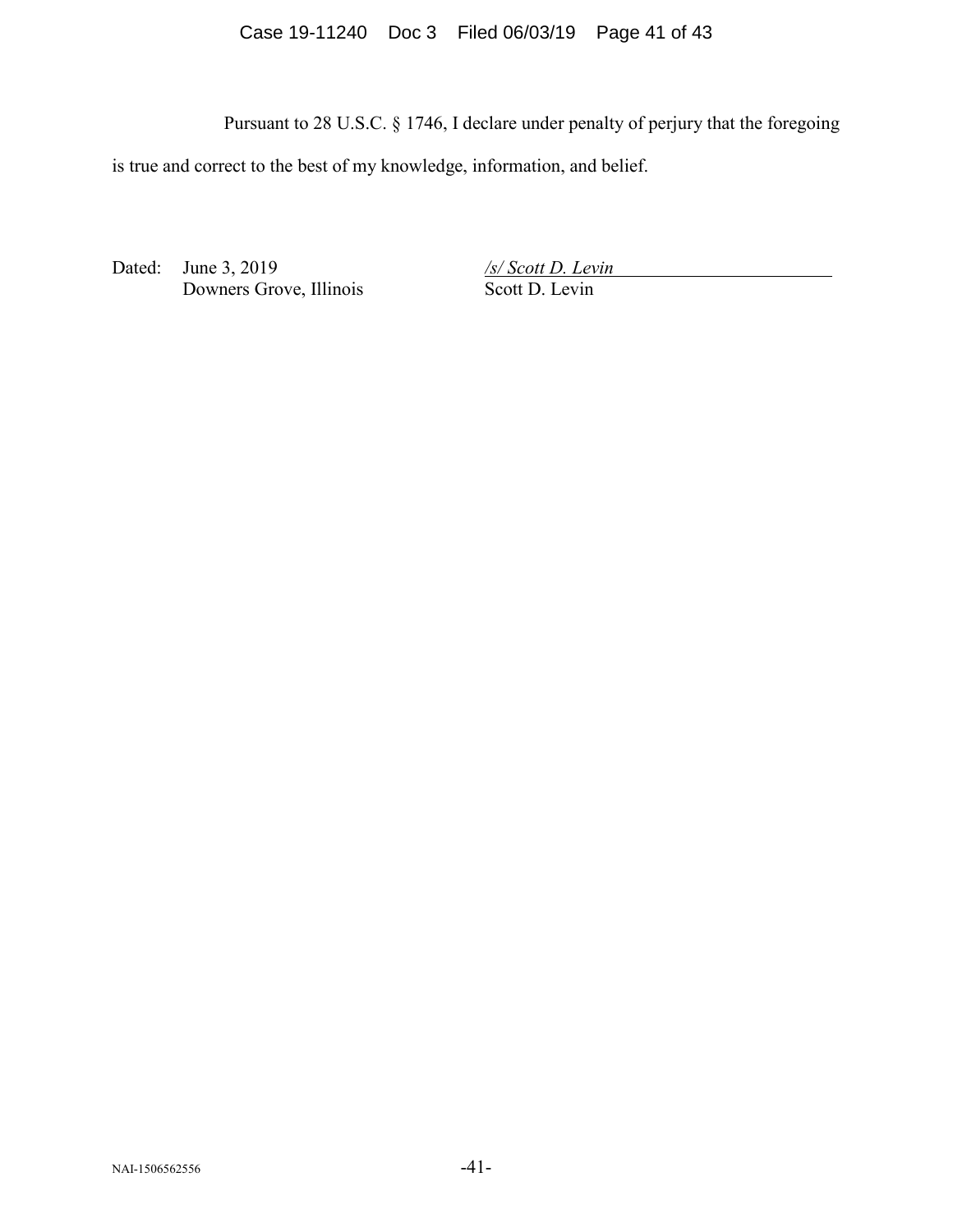Pursuant to 28 U.S.C. § 1746, I declare under penalty of perjury that the foregoing is true and correct to the best of my knowledge, information, and belief.

Dated: June 3, 2019
Downers Grove, Illinois

*/s/ Scott D. Levin*
Scott D. Levin

NAI-1506562556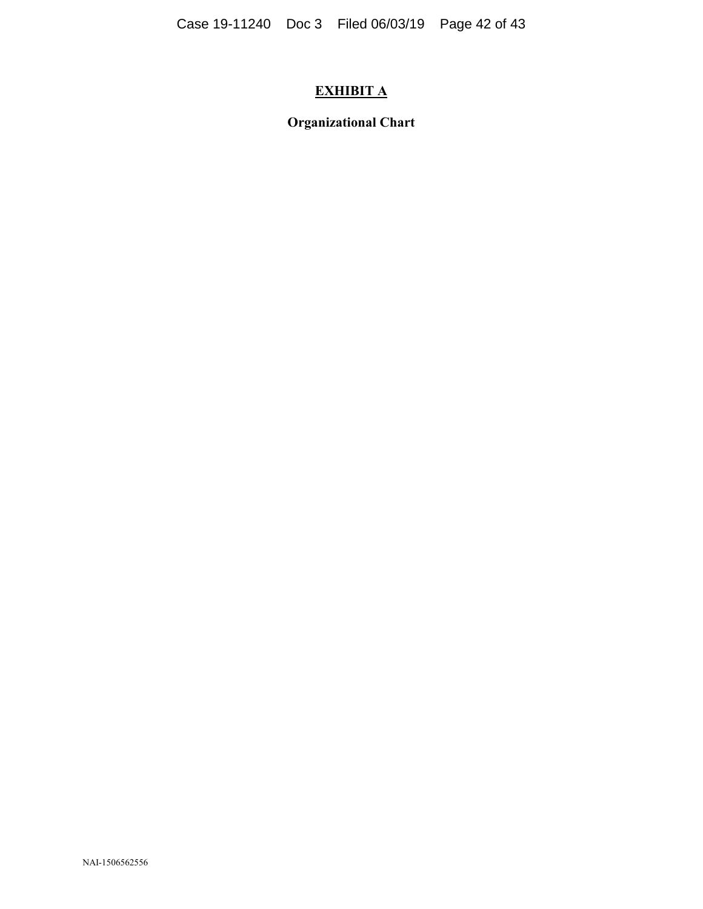# EXHIBIT A

## Organizational Chart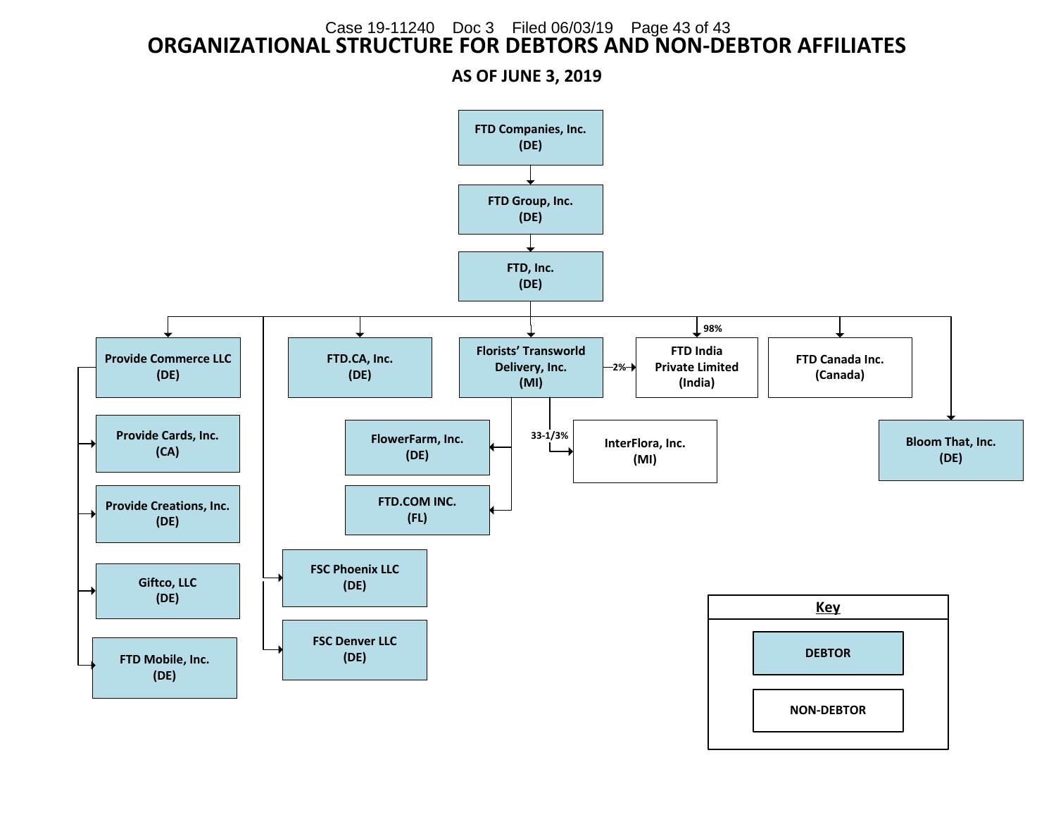# ORGANIZATIONAL STRUCTURE FOR DEBTORS AND NON-DEBTOR AFFILIATES

**AS OF JUNE 3, 2019**

FTD Companies, Inc. (DE)

FTD Group, Inc. (DE)

FTD, Inc. (DE)

Provide Commerce LLC (DE)

Provide Cards, Inc. (CA)

Provide Creations, Inc. (DE)

Giftco, LLC (DE)

FTD Mobile, Inc. (DE)

FTD.CA, Inc. (DE)

FSC Phoenix LLC (DE)

FSC Denver LLC (DE)

Florists' Transworld Delivery, Inc. (MI)

2%

FlowerFarm, Inc. (DE)

FTD.COM INC. (FL)

33-1/3%

InterFlora, Inc. (MI)

98%

FTD India Private Limited (India)

FTD Canada Inc. (Canada)

Bloom That, Inc. (DE)

**Key**

DEBTOR

NON-DEBTOR